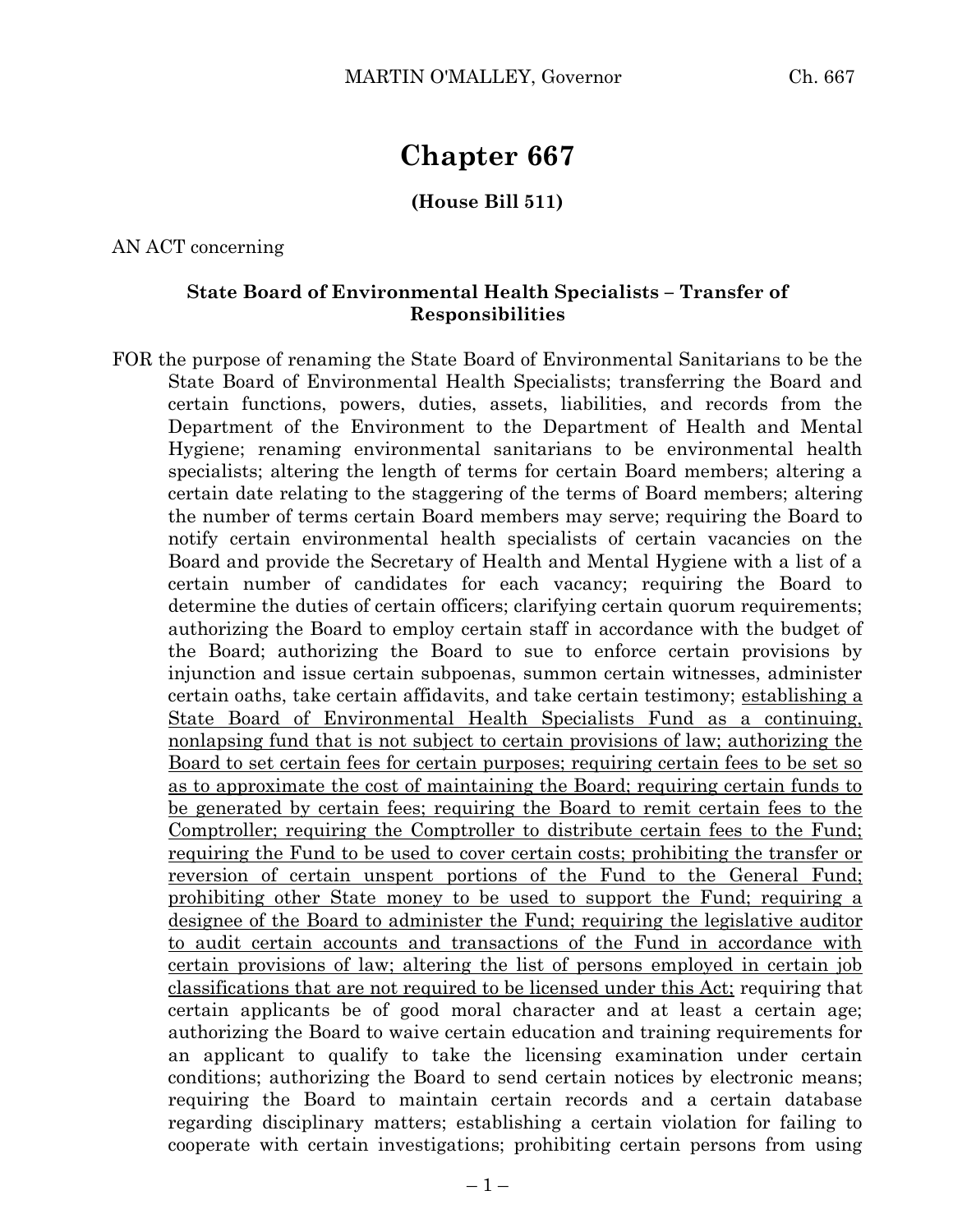# Chapter 667

**(House Bill 511)**

AN ACT concerning

**State Board of Environmental Health Specialists – Transfer of Responsibilities**

FOR the purpose of renaming the State Board of Environmental Sanitarians to be the State Board of Environmental Health Specialists; transferring the Board and certain functions, powers, duties, assets, liabilities, and records from the Department of the Environment to the Department of Health and Mental Hygiene; renaming environmental sanitarians to be environmental health specialists; altering the length of terms for certain Board members; altering a certain date relating to the staggering of the terms of Board members; altering the number of terms certain Board members may serve; requiring the Board to notify certain environmental health specialists of certain vacancies on the Board and provide the Secretary of Health and Mental Hygiene with a list of a certain number of candidates for each vacancy; requiring the Board to determine the duties of certain officers; clarifying certain quorum requirements; authorizing the Board to employ certain staff in accordance with the budget of the Board; authorizing the Board to sue to enforce certain provisions by injunction and issue certain subpoenas, summon certain witnesses, administer certain oaths, take certain affidavits, and take certain testimony; <u>establishing a State Board of Environmental Health Specialists Fund as a continuing, nonlapsing fund that is not subject to certain provisions of law; authorizing the Board to set certain fees for certain purposes; requiring certain fees to be set so as to approximate the cost of maintaining the Board; requiring certain funds to be generated by certain fees; requiring the Board to remit certain fees to the Comptroller; requiring the Comptroller to distribute certain fees to the Fund; requiring the Fund to be used to cover certain costs; prohibiting the transfer or reversion of certain unspent portions of the Fund to the General Fund; prohibiting other State money to be used to support the Fund; requiring a designee of the Board to administer the Fund; requiring the legislative auditor to audit certain accounts and transactions of the Fund in accordance with certain provisions of law; altering the list of persons employed in certain job classifications that are not required to be licensed under this Act;</u> requiring that certain applicants be of good moral character and at least a certain age; authorizing the Board to waive certain education and training requirements for an applicant to qualify to take the licensing examination under certain conditions; authorizing the Board to send certain notices by electronic means; requiring the Board to maintain certain records and a certain database regarding disciplinary matters; establishing a certain violation for failing to cooperate with certain investigations; prohibiting certain persons from using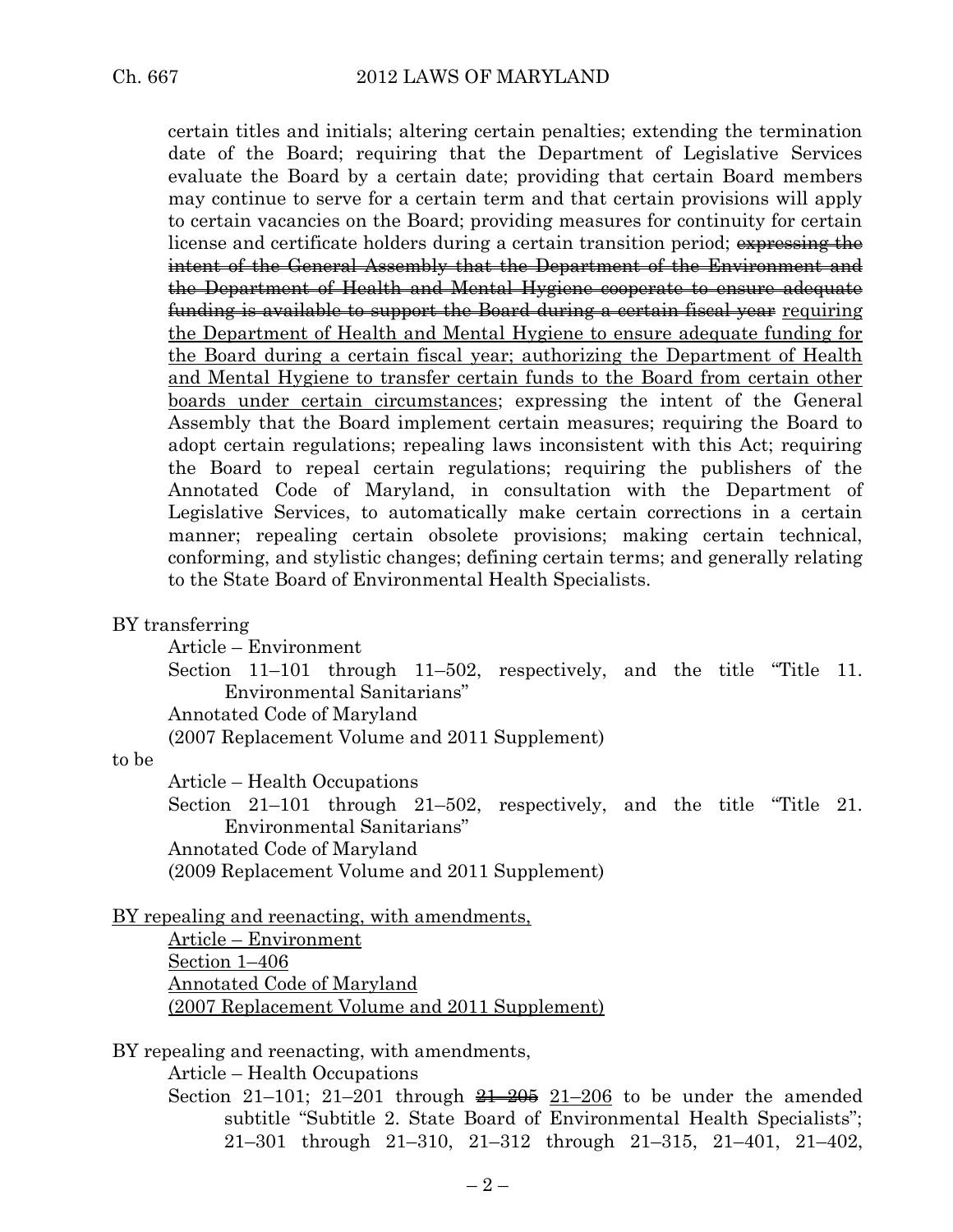certain titles and initials; altering certain penalties; extending the termination date of the Board; requiring that the Department of Legislative Services evaluate the Board by a certain date; providing that certain Board members may continue to serve for a certain term and that certain provisions will apply to certain vacancies on the Board; providing measures for continuity for certain license and certificate holders during a certain transition period; ~~expressing the intent of the General Assembly that the Department of the Environment and the Department of Health and Mental Hygiene cooperate to ensure adequate funding is available to support the Board during a certain fiscal year~~ <u>requiring the Department of Health and Mental Hygiene to ensure adequate funding for the Board during a certain fiscal year; authorizing the Department of Health and Mental Hygiene to transfer certain funds to the Board from certain other boards under certain circumstances</u>; expressing the intent of the General Assembly that the Board implement certain measures; requiring the Board to adopt certain regulations; repealing laws inconsistent with this Act; requiring the Board to repeal certain regulations; requiring the publishers of the Annotated Code of Maryland, in consultation with the Department of Legislative Services, to automatically make certain corrections in a certain manner; repealing certain obsolete provisions; making certain technical, conforming, and stylistic changes; defining certain terms; and generally relating to the State Board of Environmental Health Specialists.

BY transferring

Article – Environment
Section 11–101 through 11–502, respectively, and the title "Title 11. Environmental Sanitarians"
Annotated Code of Maryland
(2007 Replacement Volume and 2011 Supplement)

to be

Article – Health Occupations
Section 21–101 through 21–502, respectively, and the title "Title 21. Environmental Sanitarians"
Annotated Code of Maryland
(2009 Replacement Volume and 2011 Supplement)

<u>BY repealing and reenacting, with amendments,</u>

<u>Article – Environment</u>
<u>Section 1–406</u>
<u>Annotated Code of Maryland</u>
<u>(2007 Replacement Volume and 2011 Supplement)</u>

BY repealing and reenacting, with amendments,

Article – Health Occupations
Section 21–101; 21–201 through ~~21–205~~ <u>21–206</u> to be under the amended subtitle "Subtitle 2. State Board of Environmental Health Specialists"; 21–301 through 21–310, 21–312 through 21–315, 21–401, 21–402,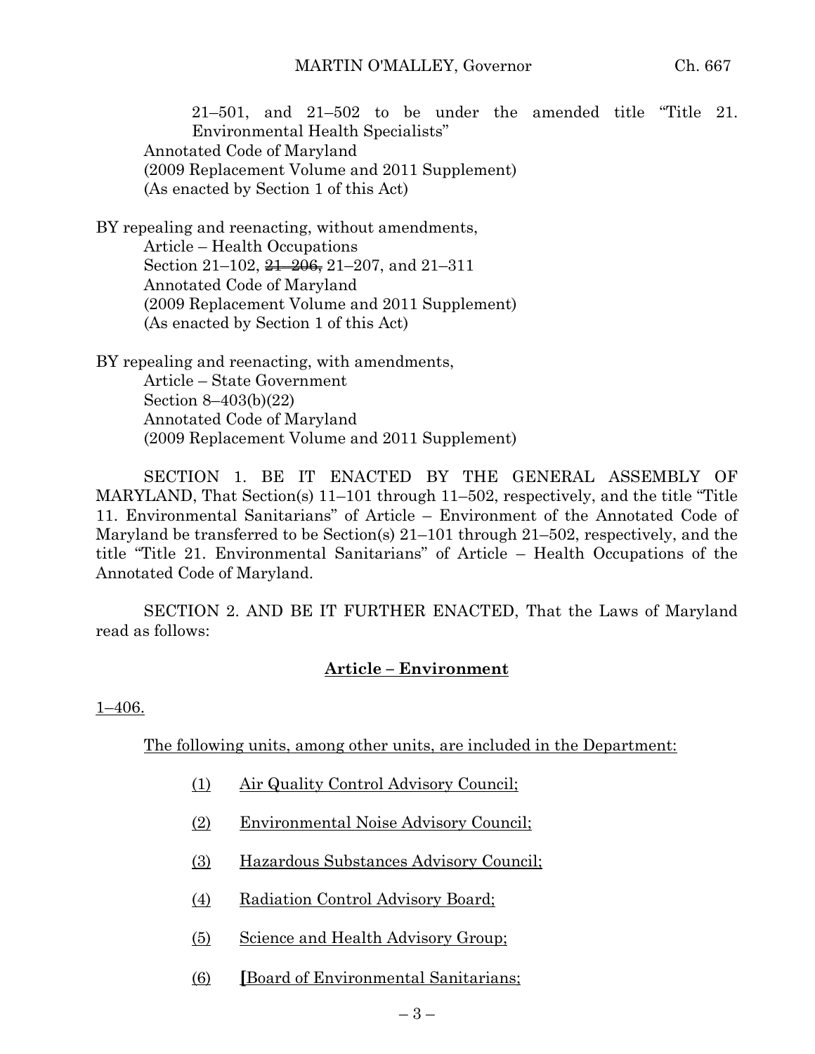21–501, and 21–502 to be under the amended title "Title 21. Environmental Health Specialists"
Annotated Code of Maryland
(2009 Replacement Volume and 2011 Supplement)
(As enacted by Section 1 of this Act)

BY repealing and reenacting, without amendments,
Article – Health Occupations
Section 21–102, ~~21–206,~~ 21–207, and 21–311
Annotated Code of Maryland
(2009 Replacement Volume and 2011 Supplement)
(As enacted by Section 1 of this Act)

BY repealing and reenacting, with amendments,
Article – State Government
Section 8–403(b)(22)
Annotated Code of Maryland
(2009 Replacement Volume and 2011 Supplement)

SECTION 1. BE IT ENACTED BY THE GENERAL ASSEMBLY OF MARYLAND, That Section(s) 11–101 through 11–502, respectively, and the title "Title 11. Environmental Sanitarians" of Article – Environment of the Annotated Code of Maryland be transferred to be Section(s) 21–101 through 21–502, respectively, and the title "Title 21. Environmental Sanitarians" of Article – Health Occupations of the Annotated Code of Maryland.

SECTION 2. AND BE IT FURTHER ENACTED, That the Laws of Maryland read as follows:

**Article – Environment**

1–406.

The following units, among other units, are included in the Department:

(1) Air Quality Control Advisory Council;

(2) Environmental Noise Advisory Council;

(3) Hazardous Substances Advisory Council;

(4) Radiation Control Advisory Board;

(5) Science and Health Advisory Group;

(6) **[**Board of Environmental Sanitarians;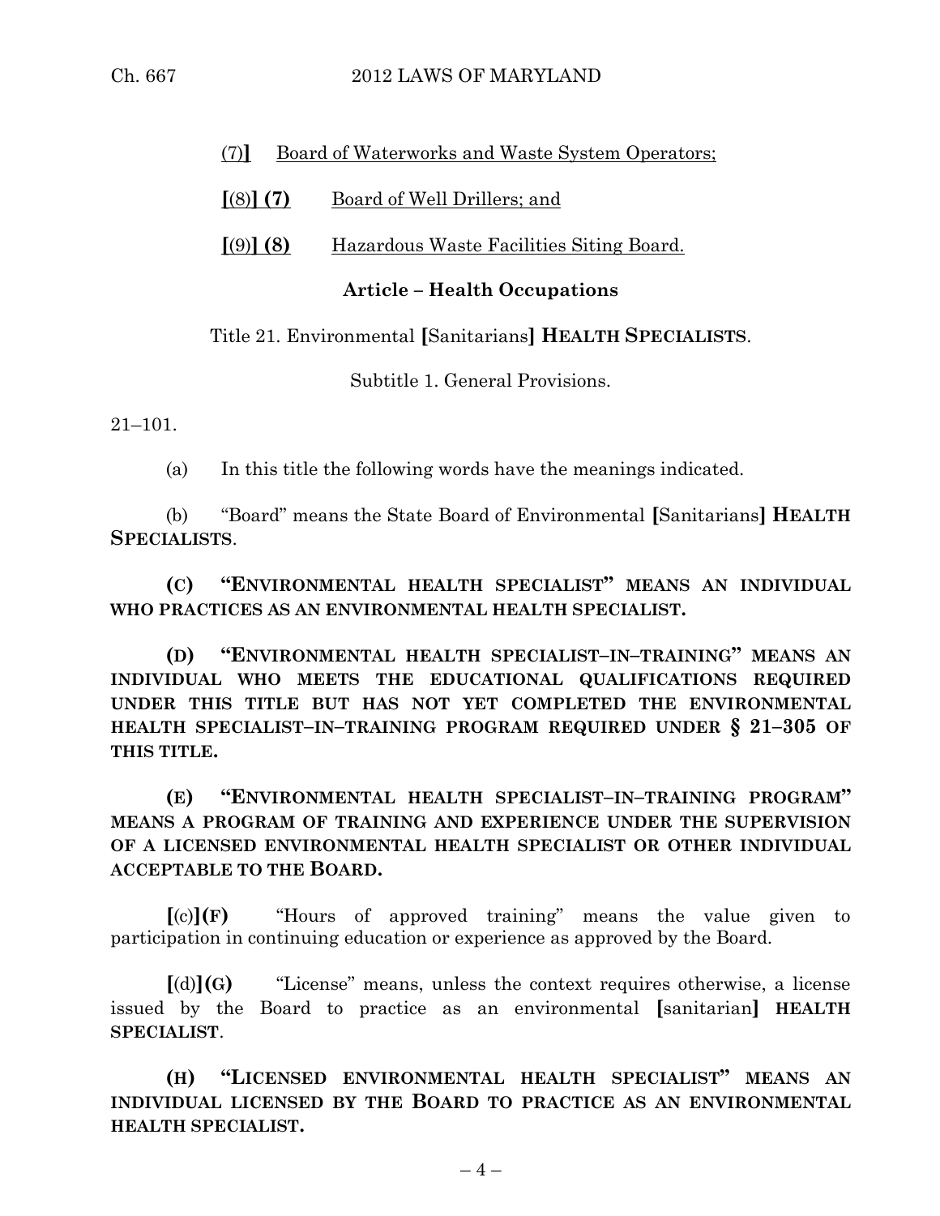(7)**]** Board of Waterworks and Waste System Operators;

**[**(8)**] (7)** Board of Well Drillers; and

**[**(9)**] (8)** Hazardous Waste Facilities Siting Board.

**Article – Health Occupations**

Title 21. Environmental **[**Sanitarians**] HEALTH SPECIALISTS**.

Subtitle 1. General Provisions.

21–101.

(a) In this title the following words have the meanings indicated.

(b) "Board" means the State Board of Environmental **[**Sanitarians**] HEALTH SPECIALISTS**.

**(C) "ENVIRONMENTAL HEALTH SPECIALIST" MEANS AN INDIVIDUAL WHO PRACTICES AS AN ENVIRONMENTAL HEALTH SPECIALIST.**

**(D) "ENVIRONMENTAL HEALTH SPECIALIST–IN–TRAINING" MEANS AN INDIVIDUAL WHO MEETS THE EDUCATIONAL QUALIFICATIONS REQUIRED UNDER THIS TITLE BUT HAS NOT YET COMPLETED THE ENVIRONMENTAL HEALTH SPECIALIST–IN–TRAINING PROGRAM REQUIRED UNDER § 21–305 OF THIS TITLE.**

**(E) "ENVIRONMENTAL HEALTH SPECIALIST–IN–TRAINING PROGRAM" MEANS A PROGRAM OF TRAINING AND EXPERIENCE UNDER THE SUPERVISION OF A LICENSED ENVIRONMENTAL HEALTH SPECIALIST OR OTHER INDIVIDUAL ACCEPTABLE TO THE BOARD.**

**[**(c)**](F)** "Hours of approved training" means the value given to participation in continuing education or experience as approved by the Board.

**[**(d)**](G)** "License" means, unless the context requires otherwise, a license issued by the Board to practice as an environmental **[**sanitarian**] HEALTH SPECIALIST**.

**(H) "LICENSED ENVIRONMENTAL HEALTH SPECIALIST" MEANS AN INDIVIDUAL LICENSED BY THE BOARD TO PRACTICE AS AN ENVIRONMENTAL HEALTH SPECIALIST.**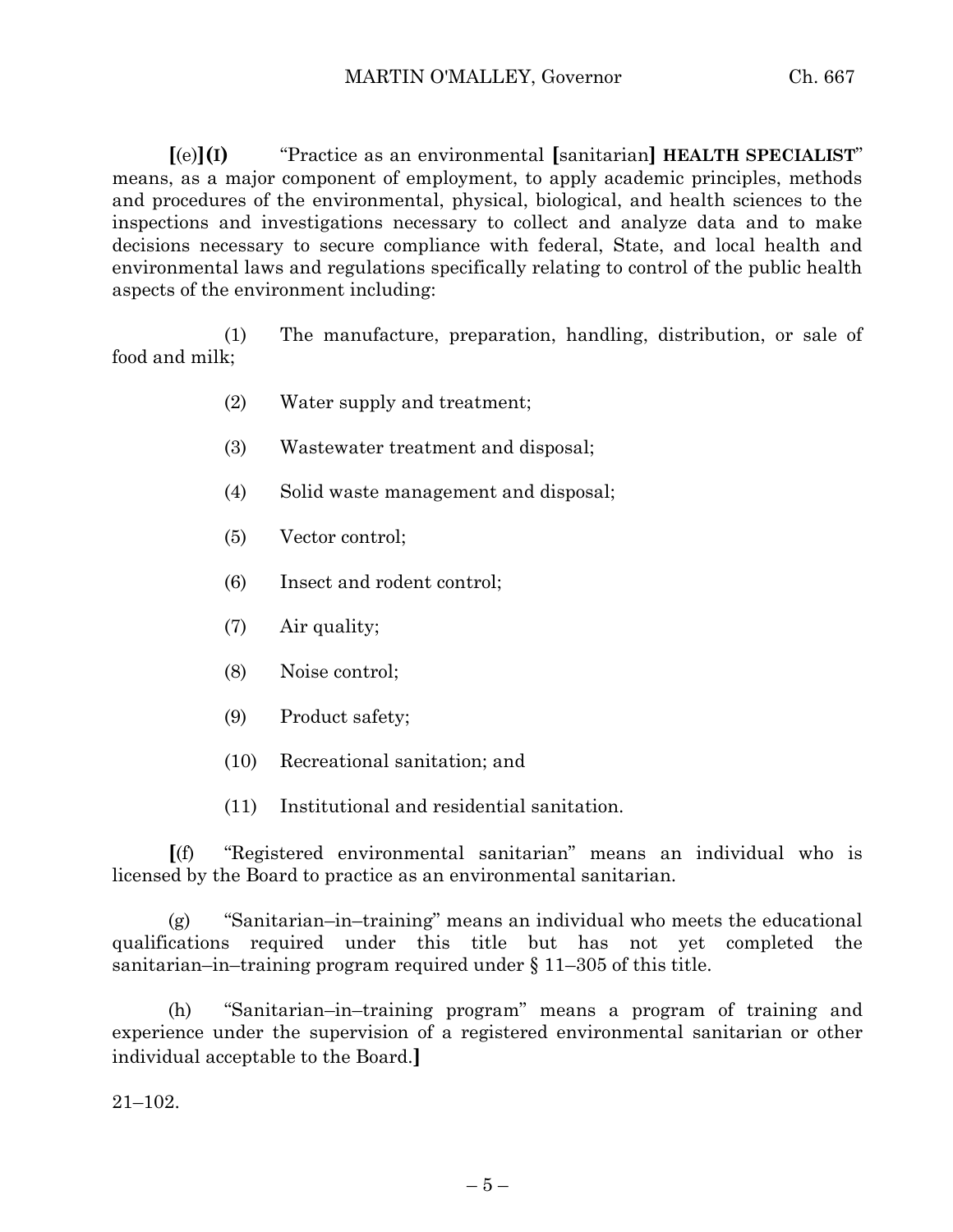**[**(e)**]** **(I)** "Practice as an environmental **[**sanitarian**]** **HEALTH SPECIALIST**" means, as a major component of employment, to apply academic principles, methods and procedures of the environmental, physical, biological, and health sciences to the inspections and investigations necessary to collect and analyze data and to make decisions necessary to secure compliance with federal, State, and local health and environmental laws and regulations specifically relating to control of the public health aspects of the environment including:

(1) The manufacture, preparation, handling, distribution, or sale of food and milk;

(2) Water supply and treatment;

(3) Wastewater treatment and disposal;

(4) Solid waste management and disposal;

(5) Vector control;

(6) Insect and rodent control;

(7) Air quality;

(8) Noise control;

(9) Product safety;

(10) Recreational sanitation; and

(11) Institutional and residential sanitation.

**[**(f) "Registered environmental sanitarian" means an individual who is licensed by the Board to practice as an environmental sanitarian.

(g) "Sanitarian–in–training" means an individual who meets the educational qualifications required under this title but has not yet completed the sanitarian–in–training program required under § 11–305 of this title.

(h) "Sanitarian–in–training program" means a program of training and experience under the supervision of a registered environmental sanitarian or other individual acceptable to the Board.**]**

21–102.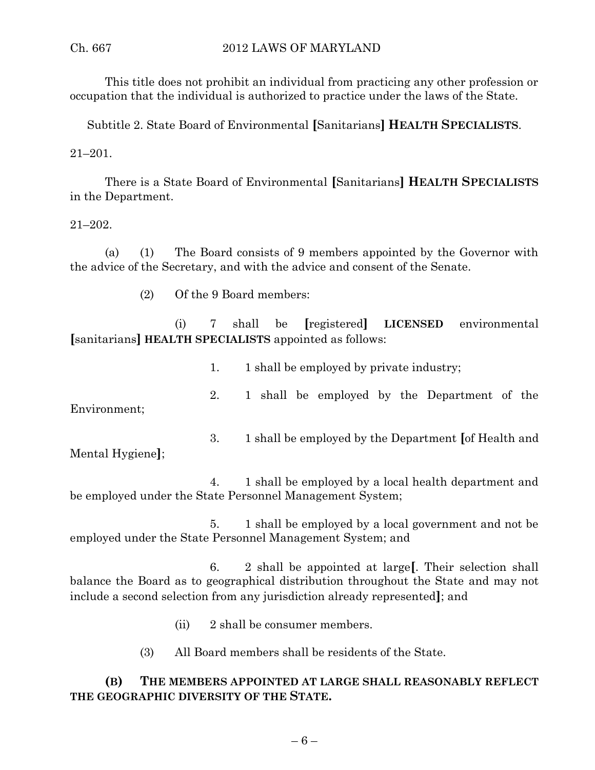This title does not prohibit an individual from practicing any other profession or occupation that the individual is authorized to practice under the laws of the State.

Subtitle 2. State Board of Environmental **[**Sanitarians**]** **HEALTH SPECIALISTS**.

21–201.

There is a State Board of Environmental **[**Sanitarians**]** **HEALTH SPECIALISTS** in the Department.

21–202.

(a) (1) The Board consists of 9 members appointed by the Governor with the advice of the Secretary, and with the advice and consent of the Senate.

(2) Of the 9 Board members:

(i) 7 shall be **[**registered**]** **LICENSED** environmental **[**sanitarians**]** **HEALTH SPECIALISTS** appointed as follows:

1. 1 shall be employed by private industry;

2. 1 shall be employed by the Department of the Environment;

3. 1 shall be employed by the Department **[**of Health and Mental Hygiene**]**;

4. 1 shall be employed by a local health department and be employed under the State Personnel Management System;

5. 1 shall be employed by a local government and not be employed under the State Personnel Management System; and

6. 2 shall be appointed at large**[**. Their selection shall balance the Board as to geographical distribution throughout the State and may not include a second selection from any jurisdiction already represented**]**; and

(ii) 2 shall be consumer members.

(3) All Board members shall be residents of the State.

**(B) THE MEMBERS APPOINTED AT LARGE SHALL REASONABLY REFLECT THE GEOGRAPHIC DIVERSITY OF THE STATE.**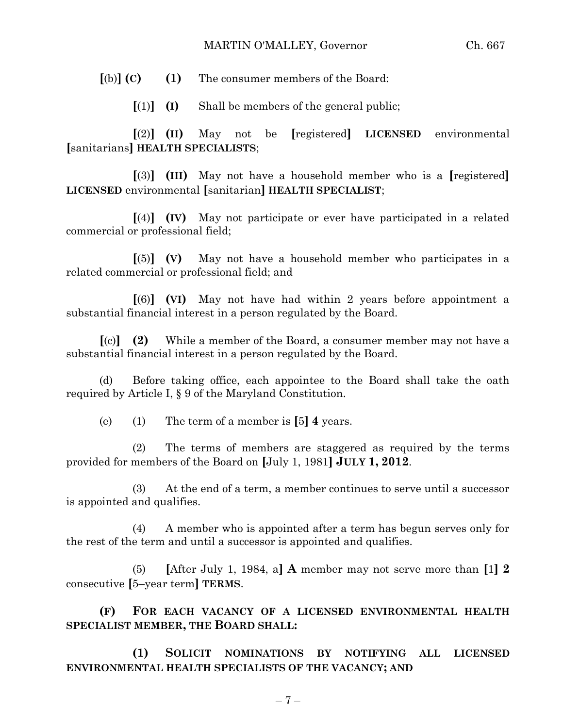**[**(b)**] (C)** **(1)** The consumer members of the Board:

**[**(1)**]** **(I)** Shall be members of the general public;

**[**(2)**]** **(II)** May not be **[**registered**]** **LICENSED** environmental **[**sanitarians**]** **HEALTH SPECIALISTS**;

**[**(3)**]** **(III)** May not have a household member who is a **[**registered**]** **LICENSED** environmental **[**sanitarian**]** **HEALTH SPECIALIST**;

**[**(4)**]** **(IV)** May not participate or ever have participated in a related commercial or professional field;

**[**(5)**]** **(V)** May not have a household member who participates in a related commercial or professional field; and

**[**(6)**]** **(VI)** May not have had within 2 years before appointment a substantial financial interest in a person regulated by the Board.

**[**(c)**]** **(2)** While a member of the Board, a consumer member may not have a substantial financial interest in a person regulated by the Board.

(d) Before taking office, each appointee to the Board shall take the oath required by Article I, § 9 of the Maryland Constitution.

(e) (1) The term of a member is **[**5**]** **4** years.

(2) The terms of members are staggered as required by the terms provided for members of the Board on **[**July 1, 1981**]** **JULY 1, 2012**.

(3) At the end of a term, a member continues to serve until a successor is appointed and qualifies.

(4) A member who is appointed after a term has begun serves only for the rest of the term and until a successor is appointed and qualifies.

(5) **[**After July 1, 1984, a**]** **A** member may not serve more than **[**1**]** **2** consecutive **[**5–year term**]** **TERMS**.

**(F) FOR EACH VACANCY OF A LICENSED ENVIRONMENTAL HEALTH SPECIALIST MEMBER, THE BOARD SHALL:**

**(1) SOLICIT NOMINATIONS BY NOTIFYING ALL LICENSED ENVIRONMENTAL HEALTH SPECIALISTS OF THE VACANCY; AND**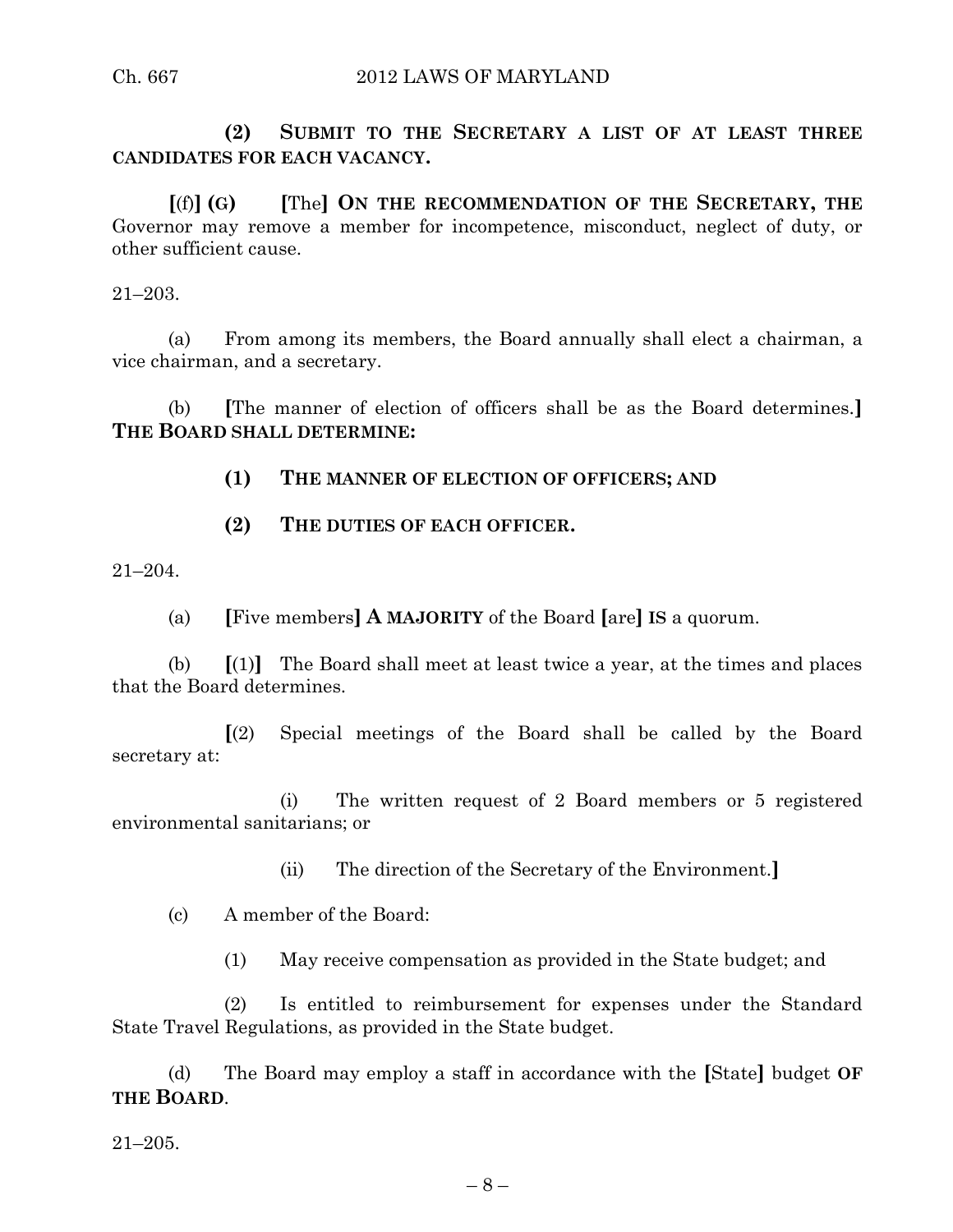**(2) SUBMIT TO THE SECRETARY A LIST OF AT LEAST THREE CANDIDATES FOR EACH VACANCY.**

[(f)] **(G)** [The] **ON THE RECOMMENDATION OF THE SECRETARY, THE** Governor may remove a member for incompetence, misconduct, neglect of duty, or other sufficient cause.

21–203.

(a) From among its members, the Board annually shall elect a chairman, a vice chairman, and a secretary.

(b) [The manner of election of officers shall be as the Board determines.] **THE BOARD SHALL DETERMINE:**

**(1) THE MANNER OF ELECTION OF OFFICERS; AND**

**(2) THE DUTIES OF EACH OFFICER.**

21–204.

(a) [Five members] **A MAJORITY** of the Board [are] **IS** a quorum.

(b) [(1)] The Board shall meet at least twice a year, at the times and places that the Board determines.

[(2) Special meetings of the Board shall be called by the Board secretary at:

(i) The written request of 2 Board members or 5 registered environmental sanitarians; or

(ii) The direction of the Secretary of the Environment.]

(c) A member of the Board:

(1) May receive compensation as provided in the State budget; and

(2) Is entitled to reimbursement for expenses under the Standard State Travel Regulations, as provided in the State budget.

(d) The Board may employ a staff in accordance with the [State] budget **OF THE BOARD**.

21–205.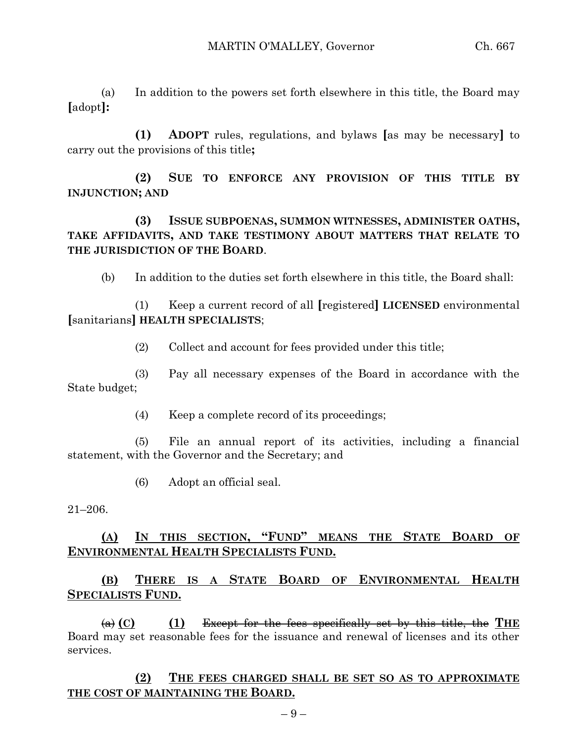(a) In addition to the powers set forth elsewhere in this title, the Board may **[**adopt**]:**

**(1) ADOPT** rules, regulations, and bylaws **[**as may be necessary**]** to carry out the provisions of this title**;**

**(2) SUE TO ENFORCE ANY PROVISION OF THIS TITLE BY INJUNCTION; AND**

**(3) ISSUE SUBPOENAS, SUMMON WITNESSES, ADMINISTER OATHS, TAKE AFFIDAVITS, AND TAKE TESTIMONY ABOUT MATTERS THAT RELATE TO THE JURISDICTION OF THE BOARD**.

(b) In addition to the duties set forth elsewhere in this title, the Board shall:

(1) Keep a current record of all **[**registered**] LICENSED** environmental **[**sanitarians**] HEALTH SPECIALISTS**;

(2) Collect and account for fees provided under this title;

(3) Pay all necessary expenses of the Board in accordance with the State budget;

(4) Keep a complete record of its proceedings;

(5) File an annual report of its activities, including a financial statement, with the Governor and the Secretary; and

(6) Adopt an official seal.

21–206.

<u>**(A) IN THIS SECTION, "FUND" MEANS THE STATE BOARD OF ENVIRONMENTAL HEALTH SPECIALISTS FUND.**</u>

<u>**(B) THERE IS A STATE BOARD OF ENVIRONMENTAL HEALTH SPECIALISTS FUND.**</u>

~~(a)~~ **(C)** <u>**(1)**</u> ~~Except for the fees specifically set by this title, the~~ <u>**THE**</u> Board may set reasonable fees for the issuance and renewal of licenses and its other services.

<u>**(2) THE FEES CHARGED SHALL BE SET SO AS TO APPROXIMATE THE COST OF MAINTAINING THE BOARD.**</u>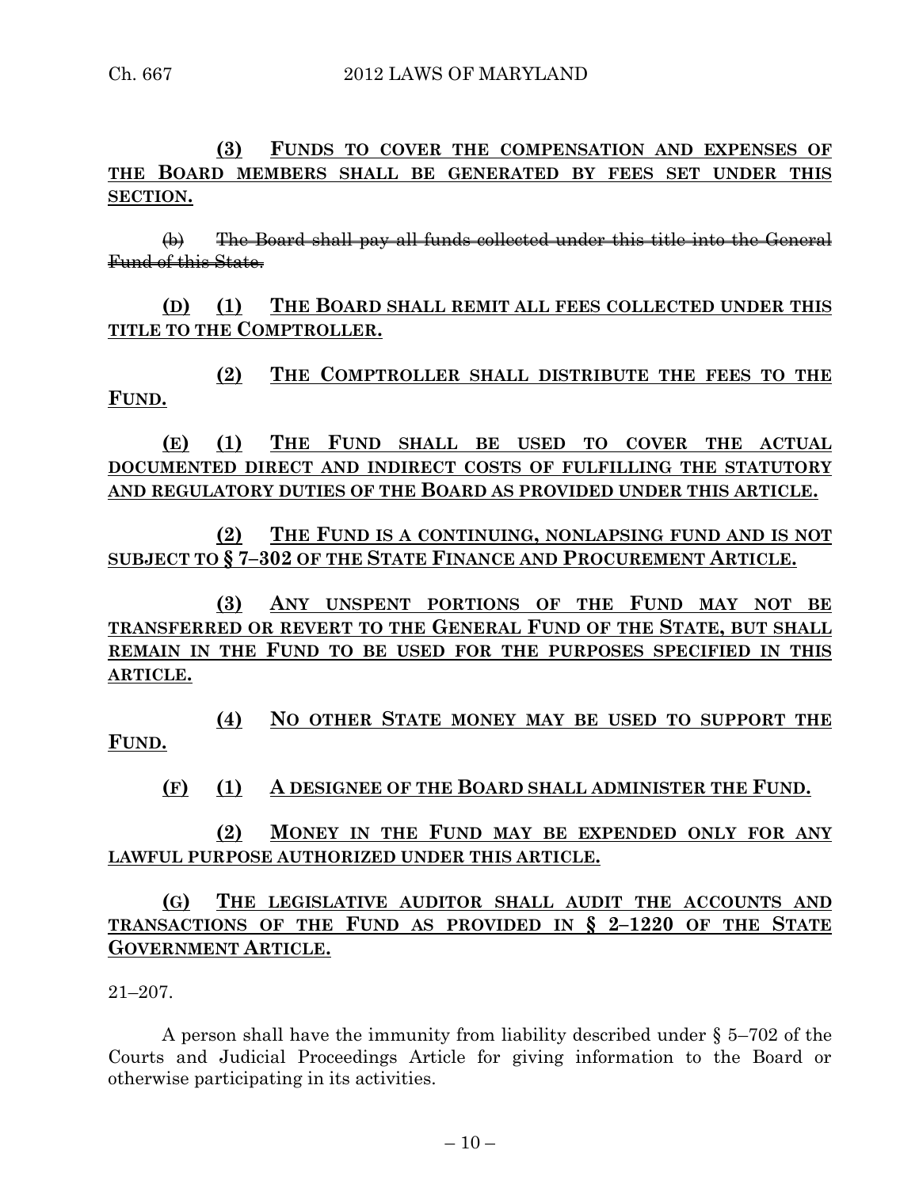**(3) FUNDS TO COVER THE COMPENSATION AND EXPENSES OF THE BOARD MEMBERS SHALL BE GENERATED BY FEES SET UNDER THIS SECTION.**

~~(b) The Board shall pay all funds collected under this title into the General Fund of this State.~~

**(D) (1) THE BOARD SHALL REMIT ALL FEES COLLECTED UNDER THIS TITLE TO THE COMPTROLLER.**

**(2) THE COMPTROLLER SHALL DISTRIBUTE THE FEES TO THE FUND.**

**(E) (1) THE FUND SHALL BE USED TO COVER THE ACTUAL DOCUMENTED DIRECT AND INDIRECT COSTS OF FULFILLING THE STATUTORY AND REGULATORY DUTIES OF THE BOARD AS PROVIDED UNDER THIS ARTICLE.**

**(2) THE FUND IS A CONTINUING, NONLAPSING FUND AND IS NOT SUBJECT TO § 7–302 OF THE STATE FINANCE AND PROCUREMENT ARTICLE.**

**(3) ANY UNSPENT PORTIONS OF THE FUND MAY NOT BE TRANSFERRED OR REVERT TO THE GENERAL FUND OF THE STATE, BUT SHALL REMAIN IN THE FUND TO BE USED FOR THE PURPOSES SPECIFIED IN THIS ARTICLE.**

**(4) NO OTHER STATE MONEY MAY BE USED TO SUPPORT THE FUND.**

**(F) (1) A DESIGNEE OF THE BOARD SHALL ADMINISTER THE FUND.**

**(2) MONEY IN THE FUND MAY BE EXPENDED ONLY FOR ANY LAWFUL PURPOSE AUTHORIZED UNDER THIS ARTICLE.**

**(G) THE LEGISLATIVE AUDITOR SHALL AUDIT THE ACCOUNTS AND TRANSACTIONS OF THE FUND AS PROVIDED IN § 2–1220 OF THE STATE GOVERNMENT ARTICLE.**

21–207.

A person shall have the immunity from liability described under § 5–702 of the Courts and Judicial Proceedings Article for giving information to the Board or otherwise participating in its activities.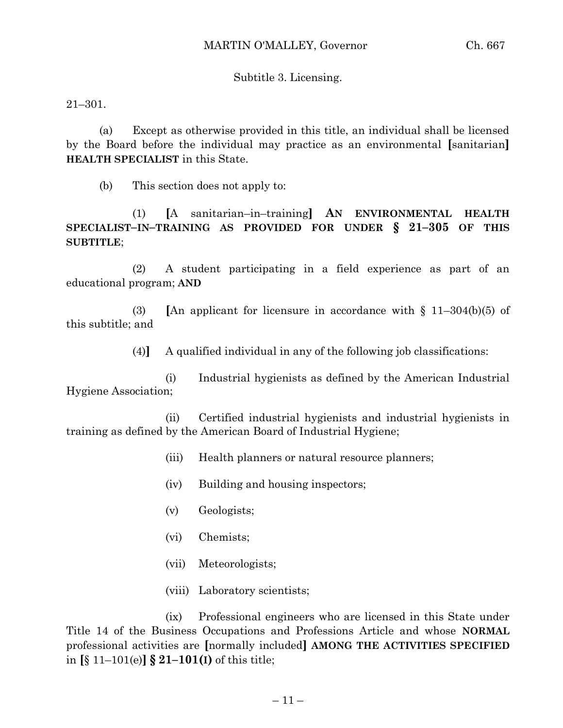Subtitle 3. Licensing.

21–301.

(a) Except as otherwise provided in this title, an individual shall be licensed by the Board before the individual may practice as an environmental **[**sanitarian**]** **HEALTH SPECIALIST** in this State.

(b) This section does not apply to:

(1) **[**A sanitarian–in–training**]** **AN ENVIRONMENTAL HEALTH SPECIALIST–IN–TRAINING AS PROVIDED FOR UNDER § 21–305 OF THIS SUBTITLE**;

(2) A student participating in a field experience as part of an educational program; **AND**

(3) **[**An applicant for licensure in accordance with § 11–304(b)(5) of this subtitle; and

(4)**]** A qualified individual in any of the following job classifications:

(i) Industrial hygienists as defined by the American Industrial Hygiene Association;

(ii) Certified industrial hygienists and industrial hygienists in training as defined by the American Board of Industrial Hygiene;

(iii) Health planners or natural resource planners;

(iv) Building and housing inspectors;

(v) Geologists;

(vi) Chemists;

(vii) Meteorologists;

(viii) Laboratory scientists;

(ix) Professional engineers who are licensed in this State under Title 14 of the Business Occupations and Professions Article and whose **NORMAL** professional activities are **[**normally included**]** **AMONG THE ACTIVITIES SPECIFIED** in **[**§ 11–101(e)**]** **§ 21–101(I)** of this title;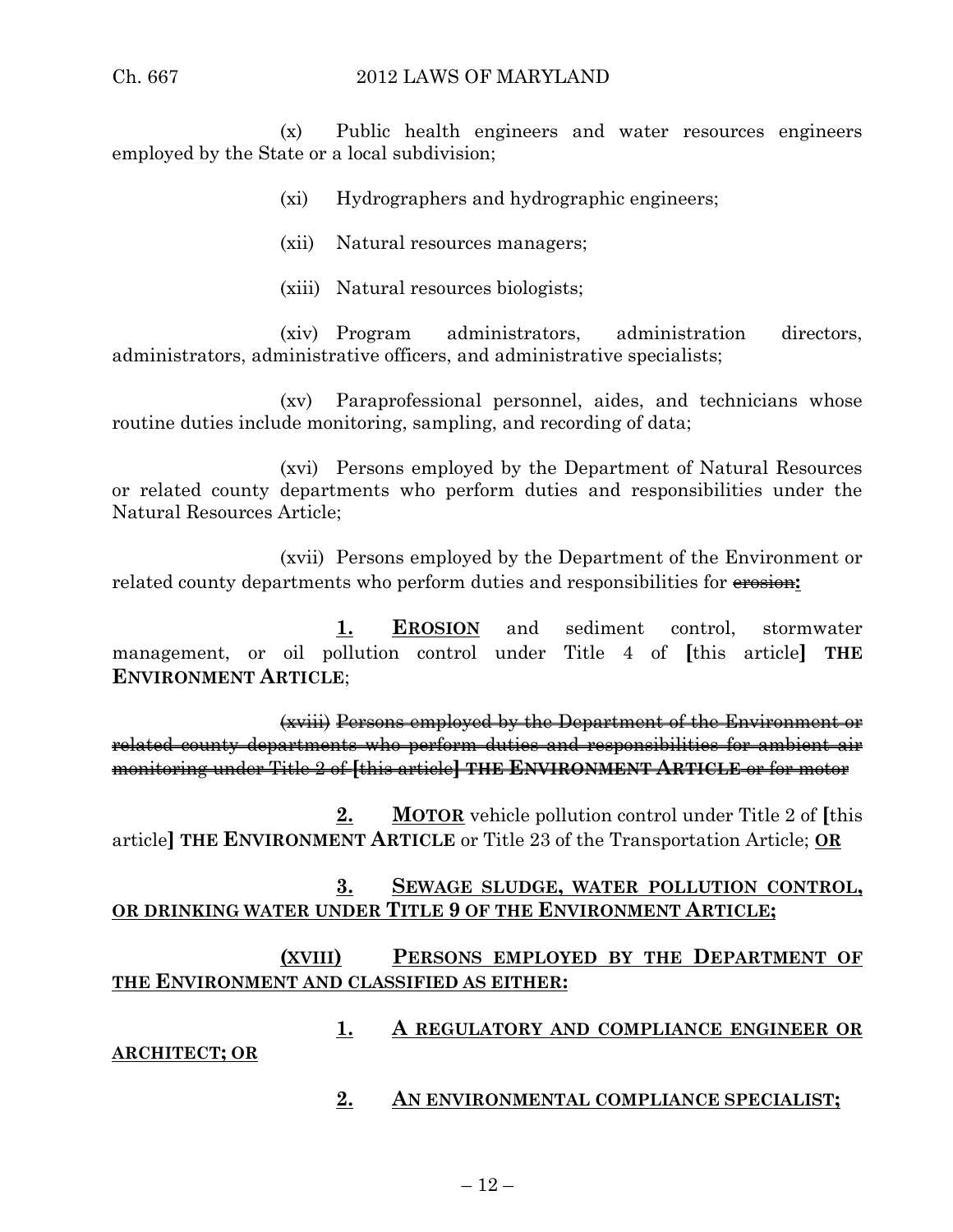(x) Public health engineers and water resources engineers employed by the State or a local subdivision;

(xi) Hydrographers and hydrographic engineers;

(xii) Natural resources managers;

(xiii) Natural resources biologists;

(xiv) Program administrators, administration directors, administrators, administrative officers, and administrative specialists;

(xv) Paraprofessional personnel, aides, and technicians whose routine duties include monitoring, sampling, and recording of data;

(xvi) Persons employed by the Department of Natural Resources or related county departments who perform duties and responsibilities under the Natural Resources Article;

(xvii) Persons employed by the Department of the Environment or related county departments who perform duties and responsibilities for ~~erosion~~**:**

**1.** **EROSION** and sediment control, stormwater management, or oil pollution control under Title 4 of **[**this article**]** **THE ENVIRONMENT ARTICLE**;

~~(xviii) Persons employed by the Department of the Environment or related county departments who perform duties and responsibilities for ambient air monitoring under Title 2 of [this article] THE ENVIRONMENT ARTICLE or for motor~~

**2.** **MOTOR** vehicle pollution control under Title 2 of **[**this article**]** **THE ENVIRONMENT ARTICLE** or Title 23 of the Transportation Article; **OR**

**3. SEWAGE SLUDGE, WATER POLLUTION CONTROL, OR DRINKING WATER UNDER TITLE 9 OF THE ENVIRONMENT ARTICLE;**

**(XVIII) PERSONS EMPLOYED BY THE DEPARTMENT OF THE ENVIRONMENT AND CLASSIFIED AS EITHER:**

**1. A REGULATORY AND COMPLIANCE ENGINEER OR ARCHITECT; OR**

**2. AN ENVIRONMENTAL COMPLIANCE SPECIALIST;**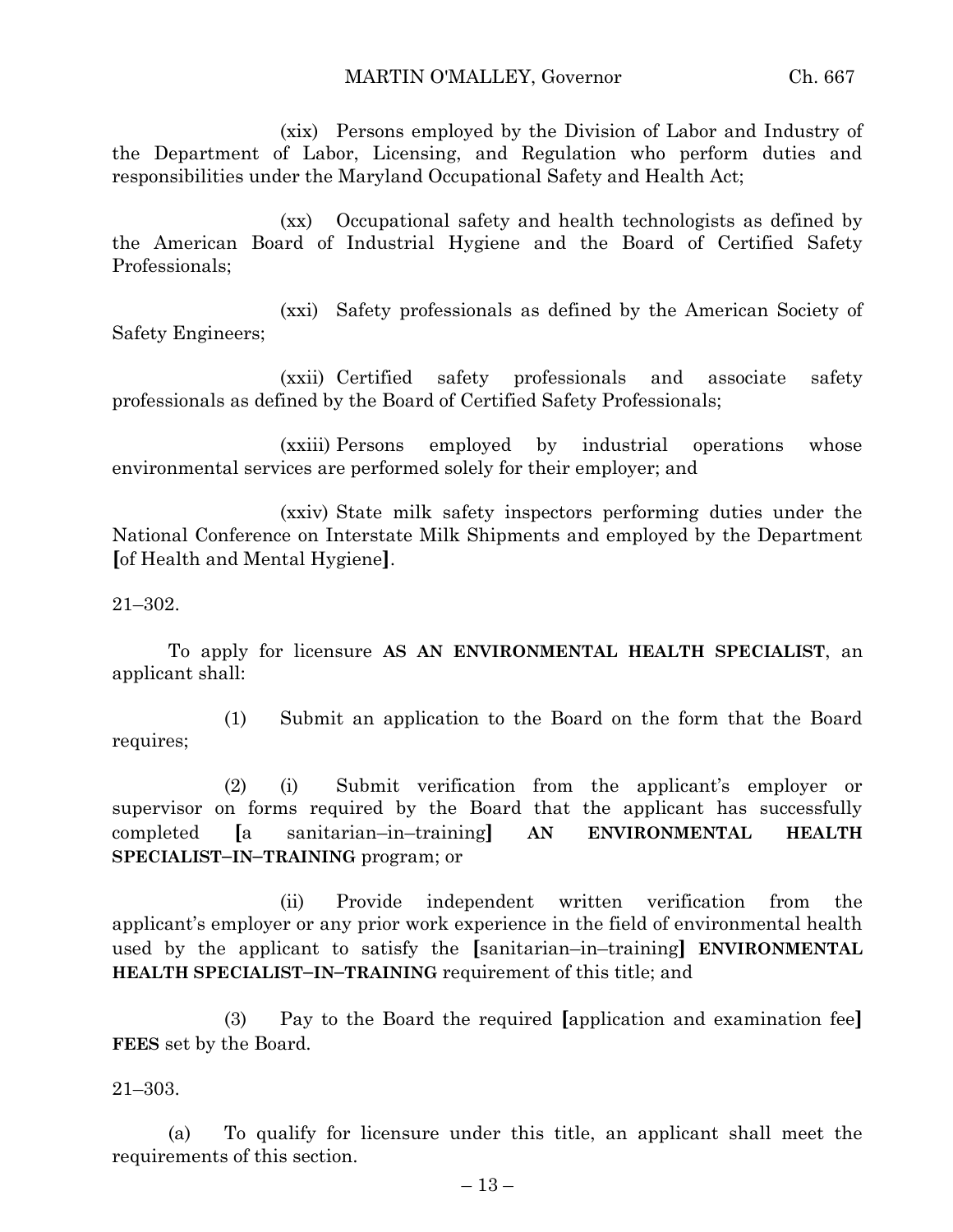(xix) Persons employed by the Division of Labor and Industry of the Department of Labor, Licensing, and Regulation who perform duties and responsibilities under the Maryland Occupational Safety and Health Act;

(xx) Occupational safety and health technologists as defined by the American Board of Industrial Hygiene and the Board of Certified Safety Professionals;

(xxi) Safety professionals as defined by the American Society of Safety Engineers;

(xxii) Certified safety professionals and associate safety professionals as defined by the Board of Certified Safety Professionals;

(xxiii) Persons employed by industrial operations whose environmental services are performed solely for their employer; and

(xxiv) State milk safety inspectors performing duties under the National Conference on Interstate Milk Shipments and employed by the Department **[**of Health and Mental Hygiene**]**.

21–302.

To apply for licensure **AS AN ENVIRONMENTAL HEALTH SPECIALIST**, an applicant shall:

(1) Submit an application to the Board on the form that the Board requires;

(2) (i) Submit verification from the applicant's employer or supervisor on forms required by the Board that the applicant has successfully completed **[**a sanitarian–in–training**]** **AN ENVIRONMENTAL HEALTH SPECIALIST–IN–TRAINING** program; or

(ii) Provide independent written verification from the applicant's employer or any prior work experience in the field of environmental health used by the applicant to satisfy the **[**sanitarian–in–training**]** **ENVIRONMENTAL HEALTH SPECIALIST–IN–TRAINING** requirement of this title; and

(3) Pay to the Board the required **[**application and examination fee**]** **FEES** set by the Board.

21–303.

(a) To qualify for licensure under this title, an applicant shall meet the requirements of this section.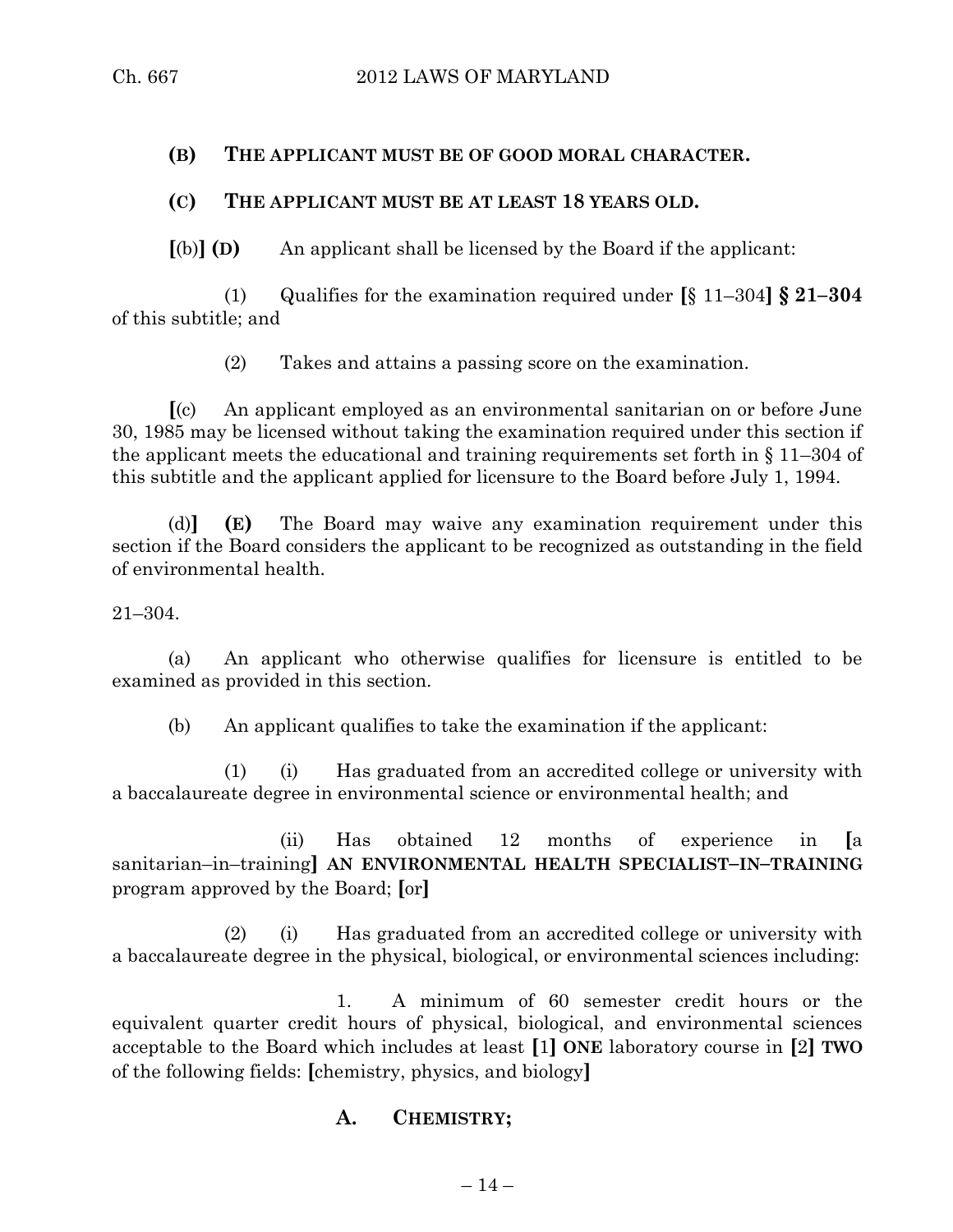**(B) THE APPLICANT MUST BE OF GOOD MORAL CHARACTER.**

**(C) THE APPLICANT MUST BE AT LEAST 18 YEARS OLD.**

**[**(b)**] (D)** An applicant shall be licensed by the Board if the applicant:

(1) Qualifies for the examination required under **[**§ 11–304**] § 21–304** of this subtitle; and

(2) Takes and attains a passing score on the examination.

**[**(c) An applicant employed as an environmental sanitarian on or before June 30, 1985 may be licensed without taking the examination required under this section if the applicant meets the educational and training requirements set forth in § 11–304 of this subtitle and the applicant applied for licensure to the Board before July 1, 1994.

(d)**] (E)** The Board may waive any examination requirement under this section if the Board considers the applicant to be recognized as outstanding in the field of environmental health.

21–304.

(a) An applicant who otherwise qualifies for licensure is entitled to be examined as provided in this section.

(b) An applicant qualifies to take the examination if the applicant:

(1) (i) Has graduated from an accredited college or university with a baccalaureate degree in environmental science or environmental health; and

(ii) Has obtained 12 months of experience in **[**a sanitarian–in–training**] AN ENVIRONMENTAL HEALTH SPECIALIST–IN–TRAINING** program approved by the Board; **[**or**]**

(2) (i) Has graduated from an accredited college or university with a baccalaureate degree in the physical, biological, or environmental sciences including:

1. A minimum of 60 semester credit hours or the equivalent quarter credit hours of physical, biological, and environmental sciences acceptable to the Board which includes at least **[**1**] ONE** laboratory course in **[**2**] TWO** of the following fields: **[**chemistry, physics, and biology**]**

**A. CHEMISTRY;**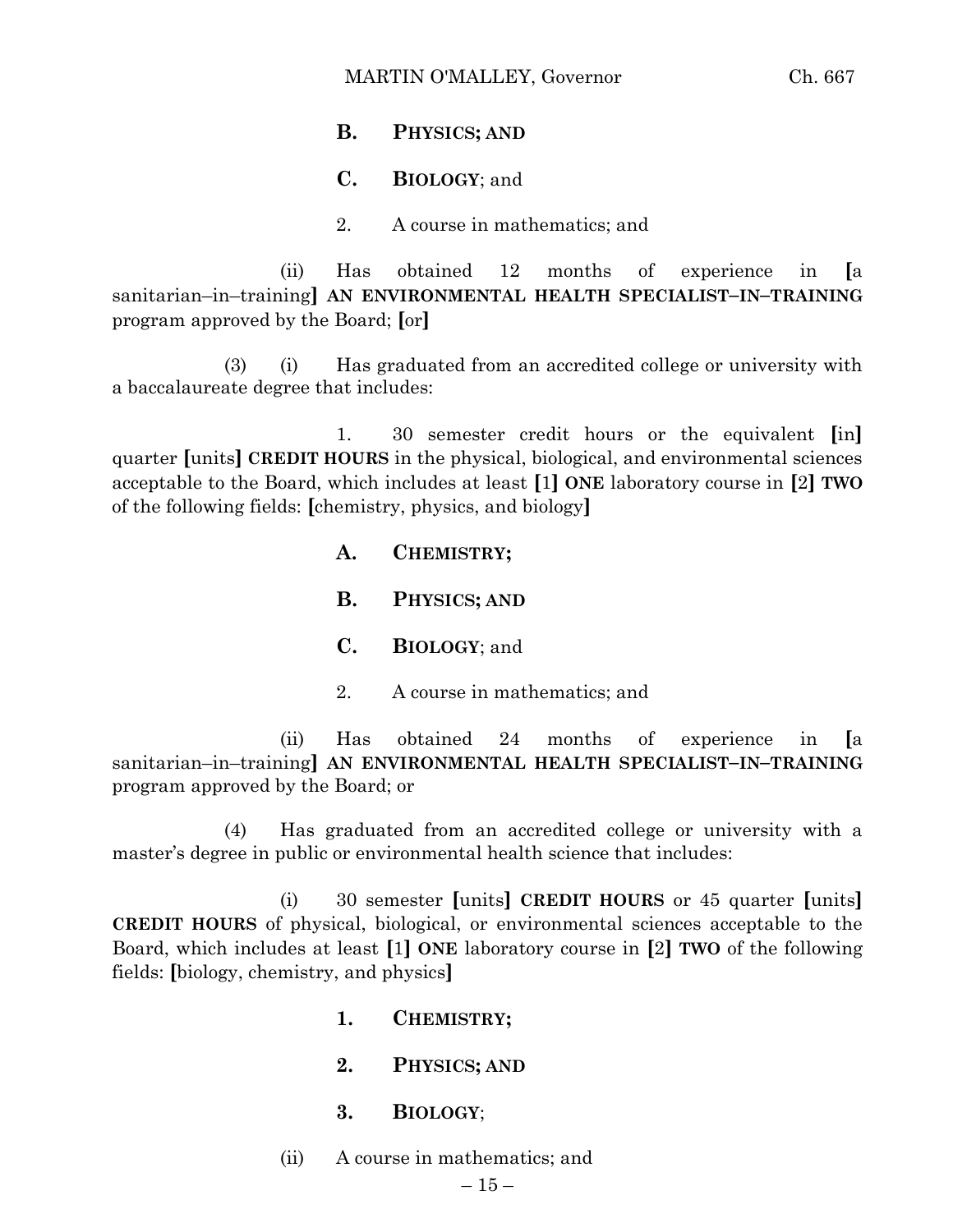**B. PHYSICS; AND**

**C. BIOLOGY**; and

2. A course in mathematics; and

(ii) Has obtained 12 months of experience in **[**a sanitarian–in–training**]** **AN ENVIRONMENTAL HEALTH SPECIALIST–IN–TRAINING** program approved by the Board; **[**or**]**

(3) (i) Has graduated from an accredited college or university with a baccalaureate degree that includes:

1. 30 semester credit hours or the equivalent **[**in**]** quarter **[**units**]** **CREDIT HOURS** in the physical, biological, and environmental sciences acceptable to the Board, which includes at least **[**1**]** **ONE** laboratory course in **[**2**]** **TWO** of the following fields: **[**chemistry, physics, and biology**]**

**A. CHEMISTRY;**

**B. PHYSICS; AND**

**C. BIOLOGY**; and

2. A course in mathematics; and

(ii) Has obtained 24 months of experience in **[**a sanitarian–in–training**]** **AN ENVIRONMENTAL HEALTH SPECIALIST–IN–TRAINING** program approved by the Board; or

(4) Has graduated from an accredited college or university with a master's degree in public or environmental health science that includes:

(i) 30 semester **[**units**]** **CREDIT HOURS** or 45 quarter **[**units**]** **CREDIT HOURS** of physical, biological, or environmental sciences acceptable to the Board, which includes at least **[**1**]** **ONE** laboratory course in **[**2**]** **TWO** of the following fields: **[**biology, chemistry, and physics**]**

**1. CHEMISTRY;**

**2. PHYSICS; AND**

**3. BIOLOGY**;

(ii) A course in mathematics; and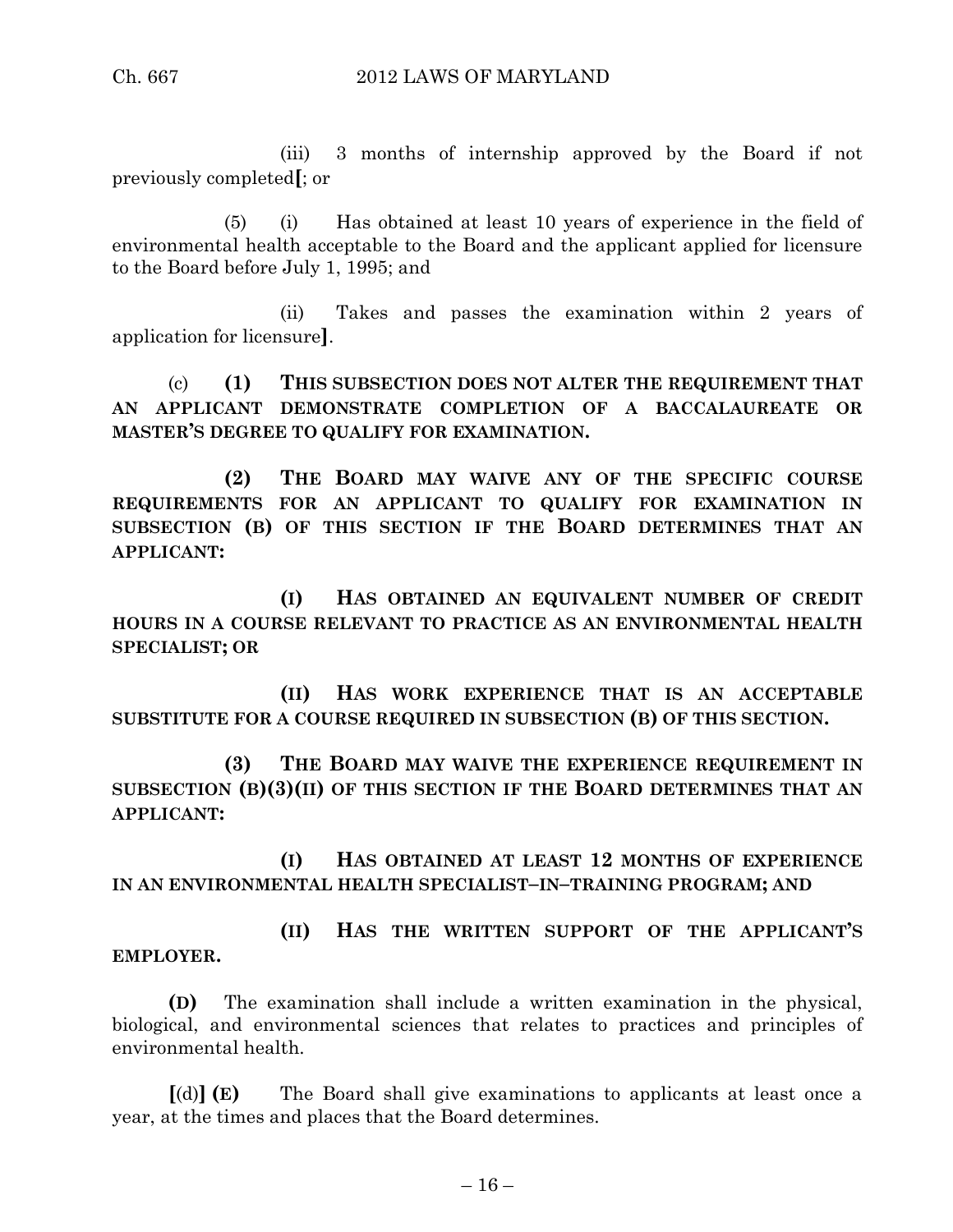(iii) 3 months of internship approved by the Board if not previously completed[; or

(5) (i) Has obtained at least 10 years of experience in the field of environmental health acceptable to the Board and the applicant applied for licensure to the Board before July 1, 1995; and

(ii) Takes and passes the examination within 2 years of application for licensure].

(c) **(1) THIS SUBSECTION DOES NOT ALTER THE REQUIREMENT THAT AN APPLICANT DEMONSTRATE COMPLETION OF A BACCALAUREATE OR MASTER'S DEGREE TO QUALIFY FOR EXAMINATION.**

**(2) THE BOARD MAY WAIVE ANY OF THE SPECIFIC COURSE REQUIREMENTS FOR AN APPLICANT TO QUALIFY FOR EXAMINATION IN SUBSECTION (B) OF THIS SECTION IF THE BOARD DETERMINES THAT AN APPLICANT:**

**(I) HAS OBTAINED AN EQUIVALENT NUMBER OF CREDIT HOURS IN A COURSE RELEVANT TO PRACTICE AS AN ENVIRONMENTAL HEALTH SPECIALIST; OR**

**(II) HAS WORK EXPERIENCE THAT IS AN ACCEPTABLE SUBSTITUTE FOR A COURSE REQUIRED IN SUBSECTION (B) OF THIS SECTION.**

**(3) THE BOARD MAY WAIVE THE EXPERIENCE REQUIREMENT IN SUBSECTION (B)(3)(II) OF THIS SECTION IF THE BOARD DETERMINES THAT AN APPLICANT:**

**(I) HAS OBTAINED AT LEAST 12 MONTHS OF EXPERIENCE IN AN ENVIRONMENTAL HEALTH SPECIALIST–IN–TRAINING PROGRAM; AND**

**(II) HAS THE WRITTEN SUPPORT OF THE APPLICANT'S EMPLOYER.**

**(D)** The examination shall include a written examination in the physical, biological, and environmental sciences that relates to practices and principles of environmental health.

**[**(d)**] (E)** The Board shall give examinations to applicants at least once a year, at the times and places that the Board determines.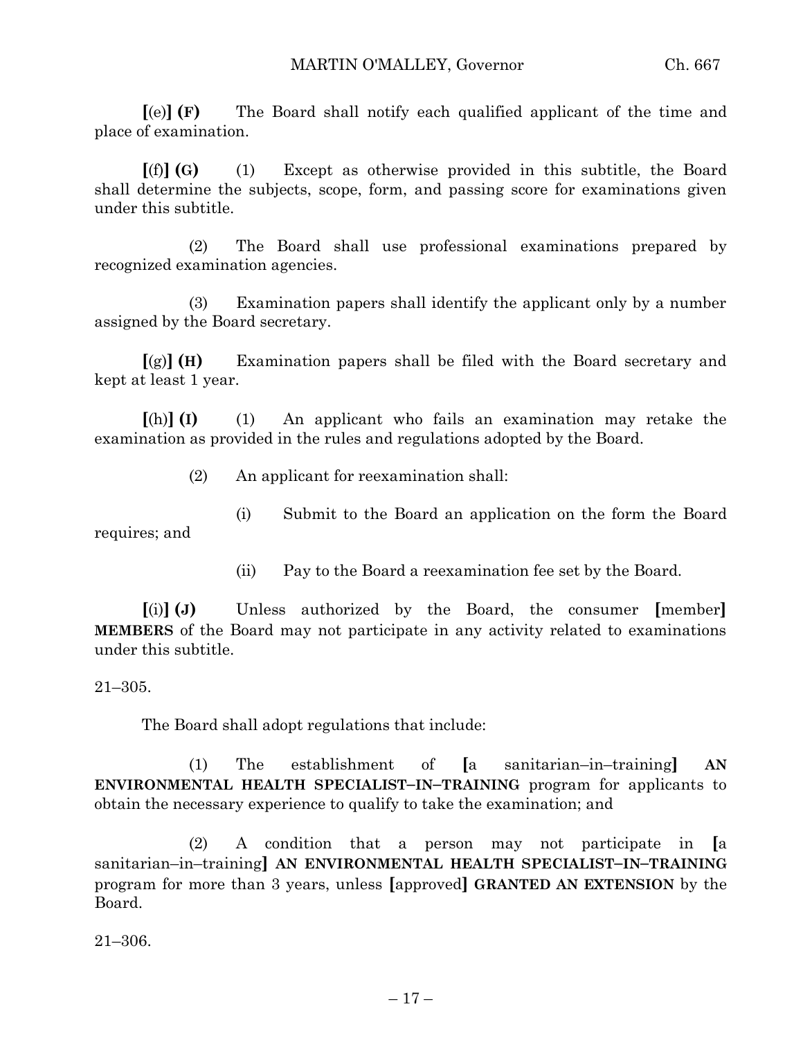**[**(e)**] (F)** The Board shall notify each qualified applicant of the time and place of examination.

**[**(f)**] (G)** (1) Except as otherwise provided in this subtitle, the Board shall determine the subjects, scope, form, and passing score for examinations given under this subtitle.

(2) The Board shall use professional examinations prepared by recognized examination agencies.

(3) Examination papers shall identify the applicant only by a number assigned by the Board secretary.

**[**(g)**] (H)** Examination papers shall be filed with the Board secretary and kept at least 1 year.

**[**(h)**] (I)** (1) An applicant who fails an examination may retake the examination as provided in the rules and regulations adopted by the Board.

(2) An applicant for reexamination shall:

(i) Submit to the Board an application on the form the Board requires; and

(ii) Pay to the Board a reexamination fee set by the Board.

**[**(i)**] (J)** Unless authorized by the Board, the consumer **[**member**]** **MEMBERS** of the Board may not participate in any activity related to examinations under this subtitle.

21–305.

The Board shall adopt regulations that include:

(1) The establishment of **[**a sanitarian–in–training**]** **AN ENVIRONMENTAL HEALTH SPECIALIST–IN–TRAINING** program for applicants to obtain the necessary experience to qualify to take the examination; and

(2) A condition that a person may not participate in **[**a sanitarian–in–training**]** **AN ENVIRONMENTAL HEALTH SPECIALIST–IN–TRAINING** program for more than 3 years, unless **[**approved**]** **GRANTED AN EXTENSION** by the Board.

21–306.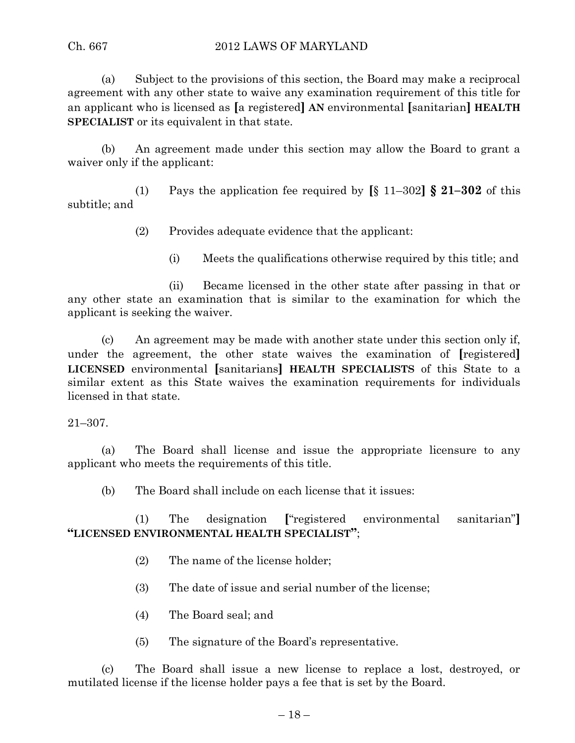(a) Subject to the provisions of this section, the Board may make a reciprocal agreement with any other state to waive any examination requirement of this title for an applicant who is licensed as [a registered] **AN** environmental [sanitarian] **HEALTH SPECIALIST** or its equivalent in that state.

(b) An agreement made under this section may allow the Board to grant a waiver only if the applicant:

(1) Pays the application fee required by [§ 11–302] **§ 21–302** of this subtitle; and

(2) Provides adequate evidence that the applicant:

(i) Meets the qualifications otherwise required by this title; and

(ii) Became licensed in the other state after passing in that or any other state an examination that is similar to the examination for which the applicant is seeking the waiver.

(c) An agreement may be made with another state under this section only if, under the agreement, the other state waives the examination of [registered] **LICENSED** environmental [sanitarians] **HEALTH SPECIALISTS** of this State to a similar extent as this State waives the examination requirements for individuals licensed in that state.

21–307.

(a) The Board shall license and issue the appropriate licensure to any applicant who meets the requirements of this title.

(b) The Board shall include on each license that it issues:

(1) The designation ["registered environmental sanitarian"] **"LICENSED ENVIRONMENTAL HEALTH SPECIALIST"**;

(2) The name of the license holder;

(3) The date of issue and serial number of the license;

(4) The Board seal; and

(5) The signature of the Board's representative.

(c) The Board shall issue a new license to replace a lost, destroyed, or mutilated license if the license holder pays a fee that is set by the Board.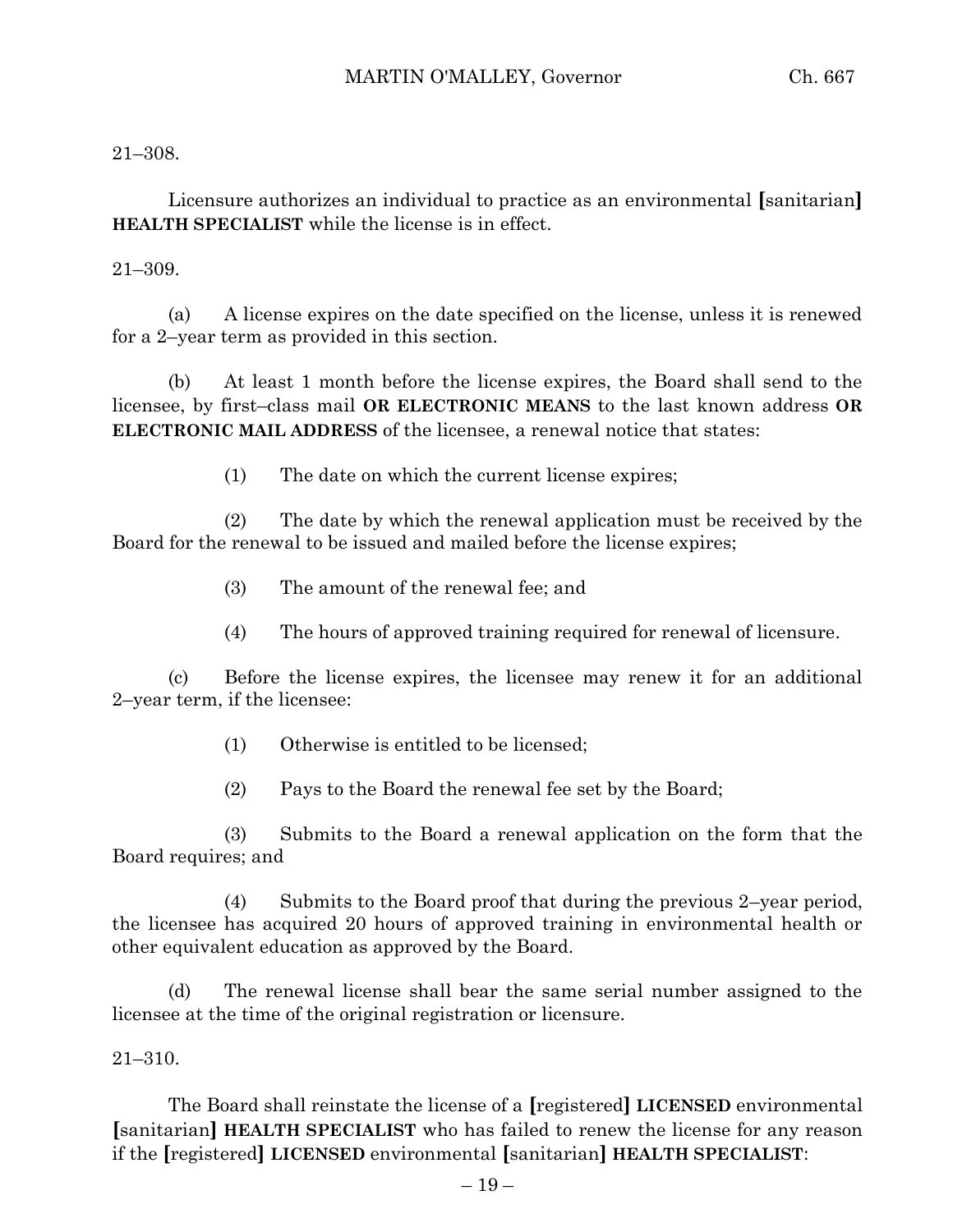21–308.

Licensure authorizes an individual to practice as an environmental **[**sanitarian**]** **HEALTH SPECIALIST** while the license is in effect.

21–309.

(a) A license expires on the date specified on the license, unless it is renewed for a 2–year term as provided in this section.

(b) At least 1 month before the license expires, the Board shall send to the licensee, by first–class mail **OR ELECTRONIC MEANS** to the last known address **OR ELECTRONIC MAIL ADDRESS** of the licensee, a renewal notice that states:

(1) The date on which the current license expires;

(2) The date by which the renewal application must be received by the Board for the renewal to be issued and mailed before the license expires;

(3) The amount of the renewal fee; and

(4) The hours of approved training required for renewal of licensure.

(c) Before the license expires, the licensee may renew it for an additional 2–year term, if the licensee:

(1) Otherwise is entitled to be licensed;

(2) Pays to the Board the renewal fee set by the Board;

(3) Submits to the Board a renewal application on the form that the Board requires; and

(4) Submits to the Board proof that during the previous 2–year period, the licensee has acquired 20 hours of approved training in environmental health or other equivalent education as approved by the Board.

(d) The renewal license shall bear the same serial number assigned to the licensee at the time of the original registration or licensure.

21–310.

The Board shall reinstate the license of a **[**registered**]** **LICENSED** environmental **[**sanitarian**]** **HEALTH SPECIALIST** who has failed to renew the license for any reason if the **[**registered**]** **LICENSED** environmental **[**sanitarian**]** **HEALTH SPECIALIST**: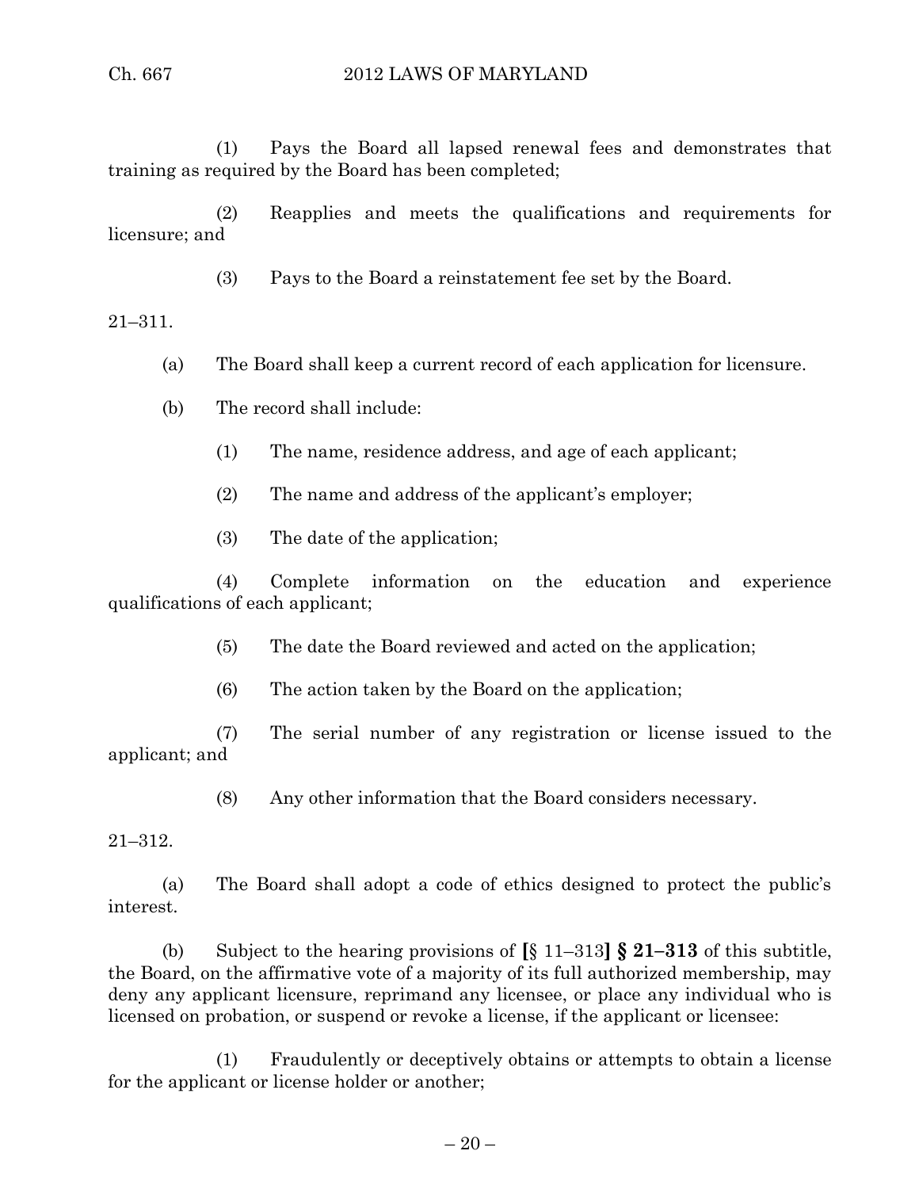(1) Pays the Board all lapsed renewal fees and demonstrates that training as required by the Board has been completed;

(2) Reapplies and meets the qualifications and requirements for licensure; and

(3) Pays to the Board a reinstatement fee set by the Board.

21–311.

(a) The Board shall keep a current record of each application for licensure.

(b) The record shall include:

(1) The name, residence address, and age of each applicant;

(2) The name and address of the applicant's employer;

(3) The date of the application;

(4) Complete information on the education and experience qualifications of each applicant;

(5) The date the Board reviewed and acted on the application;

(6) The action taken by the Board on the application;

(7) The serial number of any registration or license issued to the applicant; and

(8) Any other information that the Board considers necessary.

21–312.

(a) The Board shall adopt a code of ethics designed to protect the public's interest.

(b) Subject to the hearing provisions of **[**§ 11–313**] § 21–313** of this subtitle, the Board, on the affirmative vote of a majority of its full authorized membership, may deny any applicant licensure, reprimand any licensee, or place any individual who is licensed on probation, or suspend or revoke a license, if the applicant or licensee:

(1) Fraudulently or deceptively obtains or attempts to obtain a license for the applicant or license holder or another;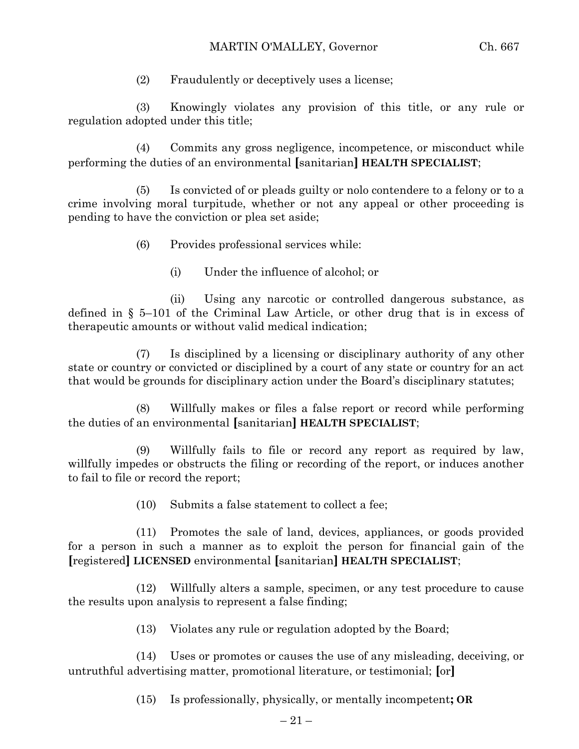(2) Fraudulently or deceptively uses a license;

(3) Knowingly violates any provision of this title, or any rule or regulation adopted under this title;

(4) Commits any gross negligence, incompetence, or misconduct while performing the duties of an environmental [sanitarian] **HEALTH SPECIALIST**;

(5) Is convicted of or pleads guilty or nolo contendere to a felony or to a crime involving moral turpitude, whether or not any appeal or other proceeding is pending to have the conviction or plea set aside;

(6) Provides professional services while:

(i) Under the influence of alcohol; or

(ii) Using any narcotic or controlled dangerous substance, as defined in § 5–101 of the Criminal Law Article, or other drug that is in excess of therapeutic amounts or without valid medical indication;

(7) Is disciplined by a licensing or disciplinary authority of any other state or country or convicted or disciplined by a court of any state or country for an act that would be grounds for disciplinary action under the Board's disciplinary statutes;

(8) Willfully makes or files a false report or record while performing the duties of an environmental [sanitarian] **HEALTH SPECIALIST**;

(9) Willfully fails to file or record any report as required by law, willfully impedes or obstructs the filing or recording of the report, or induces another to fail to file or record the report;

(10) Submits a false statement to collect a fee;

(11) Promotes the sale of land, devices, appliances, or goods provided for a person in such a manner as to exploit the person for financial gain of the [registered] **LICENSED** environmental [sanitarian] **HEALTH SPECIALIST**;

(12) Willfully alters a sample, specimen, or any test procedure to cause the results upon analysis to represent a false finding;

(13) Violates any rule or regulation adopted by the Board;

(14) Uses or promotes or causes the use of any misleading, deceiving, or untruthful advertising matter, promotional literature, or testimonial; [or]

(15) Is professionally, physically, or mentally incompetent**; OR**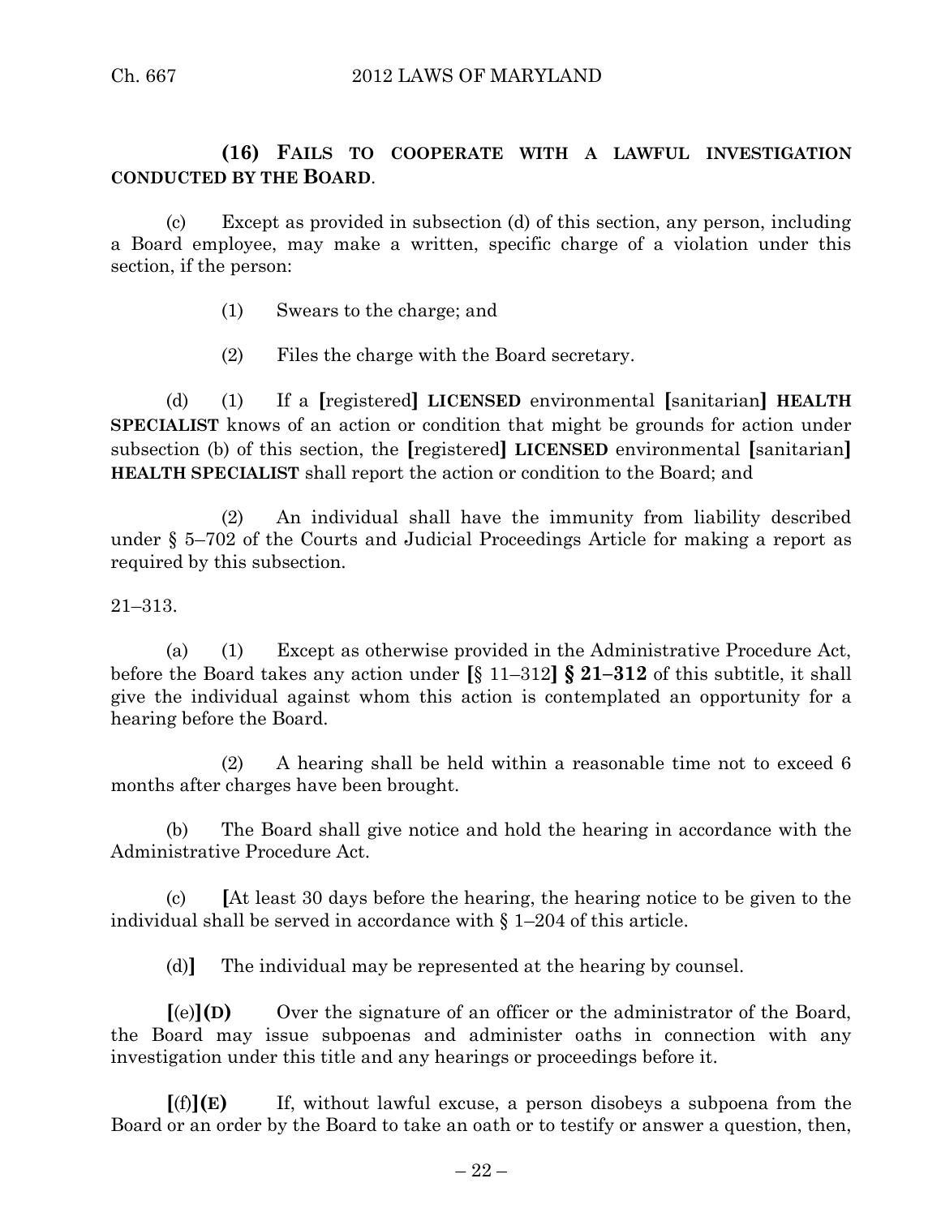**(16) FAILS TO COOPERATE WITH A LAWFUL INVESTIGATION CONDUCTED BY THE BOARD**.

(c) Except as provided in subsection (d) of this section, any person, including a Board employee, may make a written, specific charge of a violation under this section, if the person:

(1) Swears to the charge; and

(2) Files the charge with the Board secretary.

(d) (1) If a **[**registered**]** **LICENSED** environmental **[**sanitarian**]** **HEALTH SPECIALIST** knows of an action or condition that might be grounds for action under subsection (b) of this section, the **[**registered**]** **LICENSED** environmental **[**sanitarian**]** **HEALTH SPECIALIST** shall report the action or condition to the Board; and

(2) An individual shall have the immunity from liability described under § 5–702 of the Courts and Judicial Proceedings Article for making a report as required by this subsection.

21–313.

(a) (1) Except as otherwise provided in the Administrative Procedure Act, before the Board takes any action under **[**§ 11–312**]** **§ 21–312** of this subtitle, it shall give the individual against whom this action is contemplated an opportunity for a hearing before the Board.

(2) A hearing shall be held within a reasonable time not to exceed 6 months after charges have been brought.

(b) The Board shall give notice and hold the hearing in accordance with the Administrative Procedure Act.

(c) **[**At least 30 days before the hearing, the hearing notice to be given to the individual shall be served in accordance with § 1–204 of this article.

(d)**]** The individual may be represented at the hearing by counsel.

**[**(e)**]** **(D)** Over the signature of an officer or the administrator of the Board, the Board may issue subpoenas and administer oaths in connection with any investigation under this title and any hearings or proceedings before it.

**[**(f)**]** **(E)** If, without lawful excuse, a person disobeys a subpoena from the Board or an order by the Board to take an oath or to testify or answer a question, then,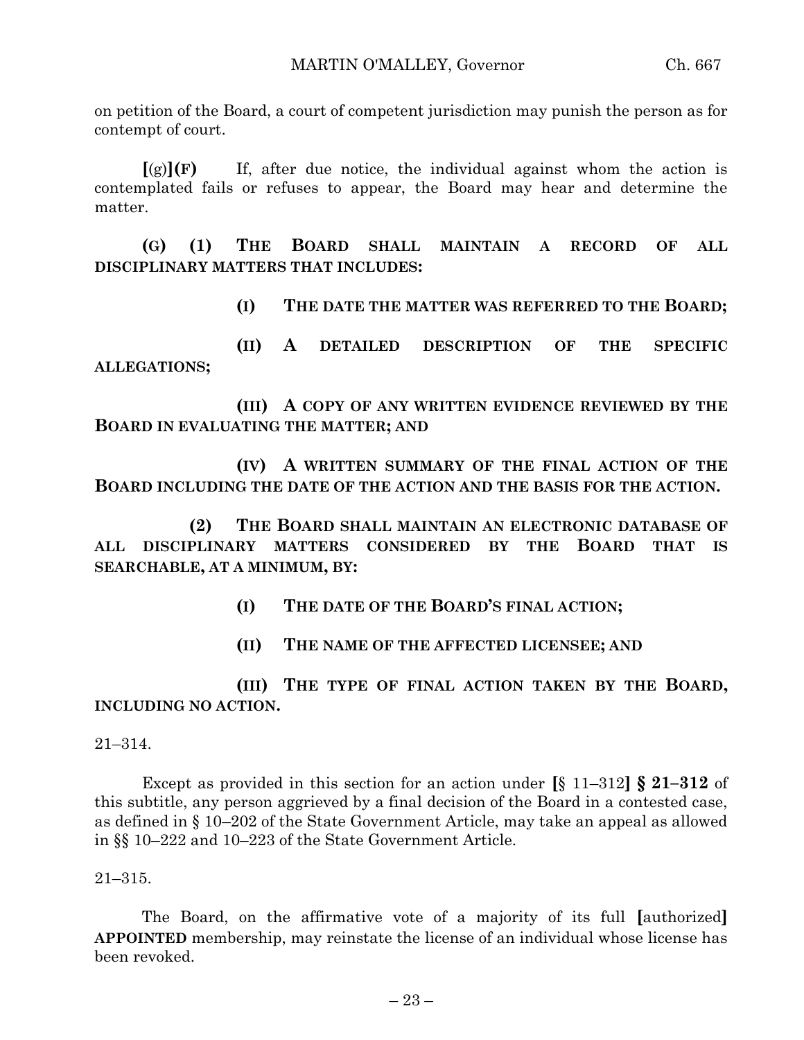on petition of the Board, a court of competent jurisdiction may punish the person as for contempt of court.

**[**(g)**](F)** If, after due notice, the individual against whom the action is contemplated fails or refuses to appear, the Board may hear and determine the matter.

**(G) (1) THE BOARD SHALL MAINTAIN A RECORD OF ALL DISCIPLINARY MATTERS THAT INCLUDES:**

**(I) THE DATE THE MATTER WAS REFERRED TO THE BOARD;**

**(II) A DETAILED DESCRIPTION OF THE SPECIFIC ALLEGATIONS;**

**(III) A COPY OF ANY WRITTEN EVIDENCE REVIEWED BY THE BOARD IN EVALUATING THE MATTER; AND**

**(IV) A WRITTEN SUMMARY OF THE FINAL ACTION OF THE BOARD INCLUDING THE DATE OF THE ACTION AND THE BASIS FOR THE ACTION.**

**(2) THE BOARD SHALL MAINTAIN AN ELECTRONIC DATABASE OF ALL DISCIPLINARY MATTERS CONSIDERED BY THE BOARD THAT IS SEARCHABLE, AT A MINIMUM, BY:**

**(I) THE DATE OF THE BOARD'S FINAL ACTION;**

**(II) THE NAME OF THE AFFECTED LICENSEE; AND**

**(III) THE TYPE OF FINAL ACTION TAKEN BY THE BOARD, INCLUDING NO ACTION.**

21–314.

Except as provided in this section for an action under **[**§ 11–312**] § 21–312** of this subtitle, any person aggrieved by a final decision of the Board in a contested case, as defined in § 10–202 of the State Government Article, may take an appeal as allowed in §§ 10–222 and 10–223 of the State Government Article.

21–315.

The Board, on the affirmative vote of a majority of its full **[**authorized**]** **APPOINTED** membership, may reinstate the license of an individual whose license has been revoked.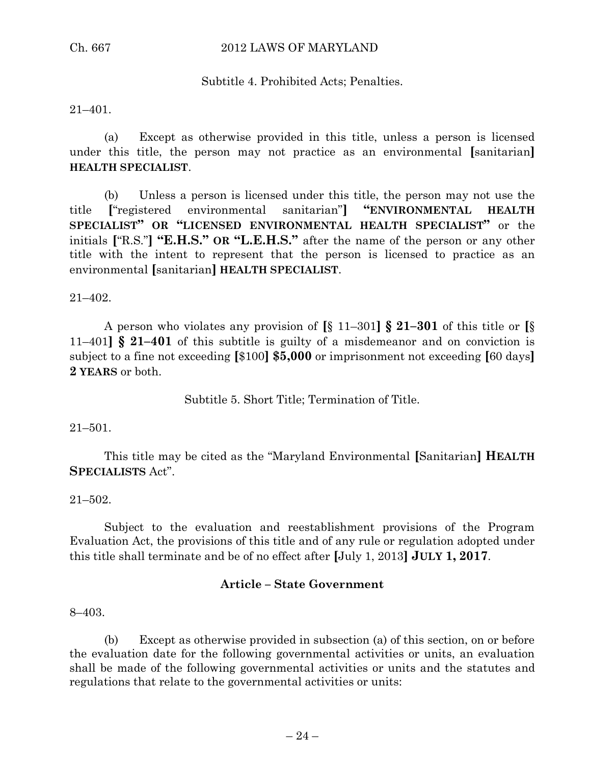Subtitle 4. Prohibited Acts; Penalties.

21–401.

(a) Except as otherwise provided in this title, unless a person is licensed under this title, the person may not practice as an environmental [sanitarian] **HEALTH SPECIALIST**.

(b) Unless a person is licensed under this title, the person may not use the title ["registered environmental sanitarian"] **"ENVIRONMENTAL HEALTH SPECIALIST" OR "LICENSED ENVIRONMENTAL HEALTH SPECIALIST"** or the initials ["R.S."] **"E.H.S." OR "L.E.H.S."** after the name of the person or any other title with the intent to represent that the person is licensed to practice as an environmental [sanitarian] **HEALTH SPECIALIST**.

21–402.

A person who violates any provision of [§ 11–301] **§ 21–301** of this title or [§ 11–401] **§ 21–401** of this subtitle is guilty of a misdemeanor and on conviction is subject to a fine not exceeding [$100] **$5,000** or imprisonment not exceeding [60 days] **2 YEARS** or both.

Subtitle 5. Short Title; Termination of Title.

21–501.

This title may be cited as the "Maryland Environmental [Sanitarian] **HEALTH SPECIALISTS** Act".

21–502.

Subject to the evaluation and reestablishment provisions of the Program Evaluation Act, the provisions of this title and of any rule or regulation adopted under this title shall terminate and be of no effect after [July 1, 2013] **JULY 1, 2017**.

## Article – State Government

8–403.

(b) Except as otherwise provided in subsection (a) of this section, on or before the evaluation date for the following governmental activities or units, an evaluation shall be made of the following governmental activities or units and the statutes and regulations that relate to the governmental activities or units: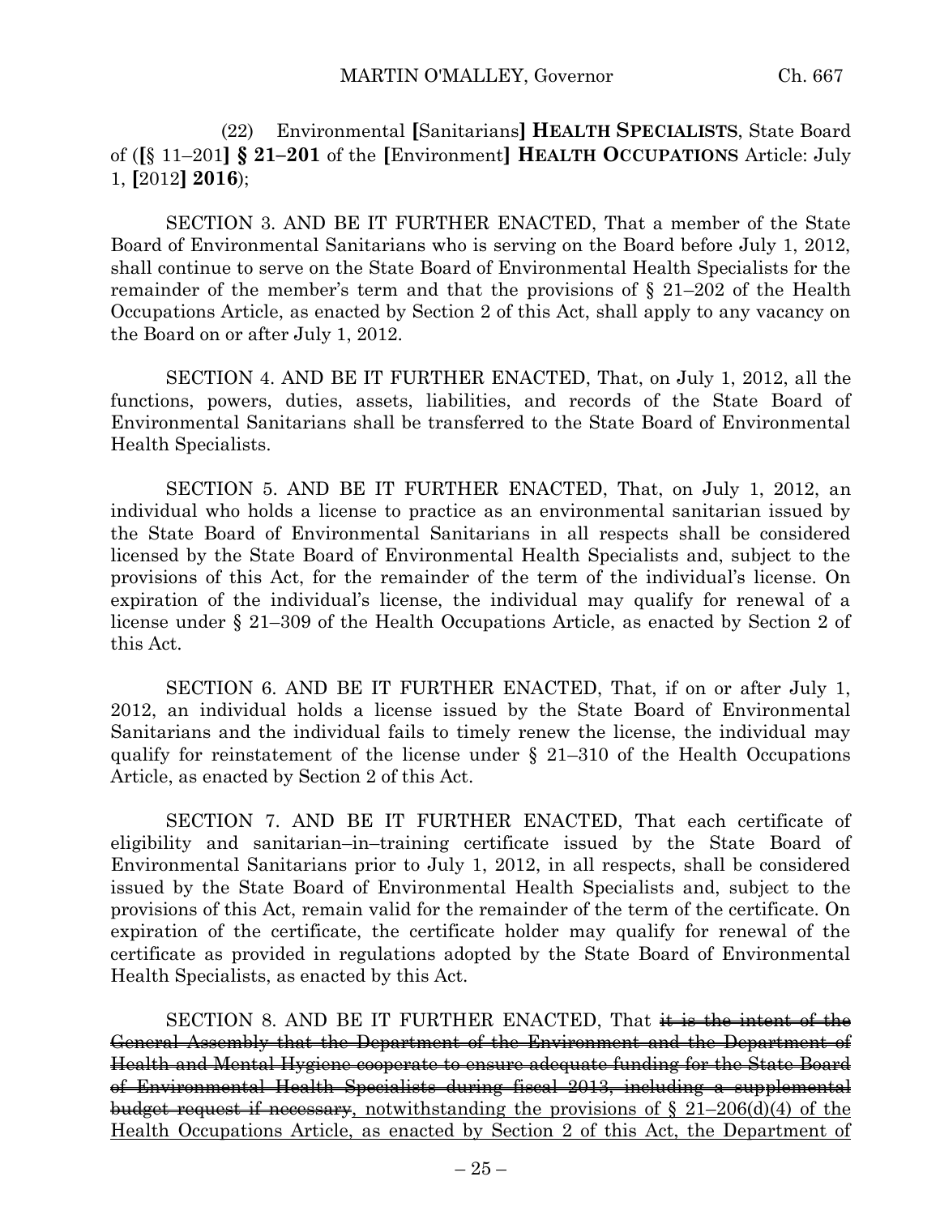(22) Environmental **[**Sanitarians**]** **HEALTH SPECIALISTS**, State Board of (**[**§ 11–201**]** **§ 21–201** of the **[**Environment**]** **HEALTH OCCUPATIONS** Article: July 1, **[**2012**]** **2016**);

SECTION 3. AND BE IT FURTHER ENACTED, That a member of the State Board of Environmental Sanitarians who is serving on the Board before July 1, 2012, shall continue to serve on the State Board of Environmental Health Specialists for the remainder of the member's term and that the provisions of § 21–202 of the Health Occupations Article, as enacted by Section 2 of this Act, shall apply to any vacancy on the Board on or after July 1, 2012.

SECTION 4. AND BE IT FURTHER ENACTED, That, on July 1, 2012, all the functions, powers, duties, assets, liabilities, and records of the State Board of Environmental Sanitarians shall be transferred to the State Board of Environmental Health Specialists.

SECTION 5. AND BE IT FURTHER ENACTED, That, on July 1, 2012, an individual who holds a license to practice as an environmental sanitarian issued by the State Board of Environmental Sanitarians in all respects shall be considered licensed by the State Board of Environmental Health Specialists and, subject to the provisions of this Act, for the remainder of the term of the individual's license. On expiration of the individual's license, the individual may qualify for renewal of a license under § 21–309 of the Health Occupations Article, as enacted by Section 2 of this Act.

SECTION 6. AND BE IT FURTHER ENACTED, That, if on or after July 1, 2012, an individual holds a license issued by the State Board of Environmental Sanitarians and the individual fails to timely renew the license, the individual may qualify for reinstatement of the license under § 21–310 of the Health Occupations Article, as enacted by Section 2 of this Act.

SECTION 7. AND BE IT FURTHER ENACTED, That each certificate of eligibility and sanitarian–in–training certificate issued by the State Board of Environmental Sanitarians prior to July 1, 2012, in all respects, shall be considered issued by the State Board of Environmental Health Specialists and, subject to the provisions of this Act, remain valid for the remainder of the term of the certificate. On expiration of the certificate, the certificate holder may qualify for renewal of the certificate as provided in regulations adopted by the State Board of Environmental Health Specialists, as enacted by this Act.

SECTION 8. AND BE IT FURTHER ENACTED, That ~~it is the intent of the General Assembly that the Department of the Environment and the Department of Health and Mental Hygiene cooperate to ensure adequate funding for the State Board of Environmental Health Specialists during fiscal 2013, including a supplemental budget request if necessary~~, <u>notwithstanding the provisions of § 21–206(d)(4) of the Health Occupations Article, as enacted by Section 2 of this Act, the Department of</u>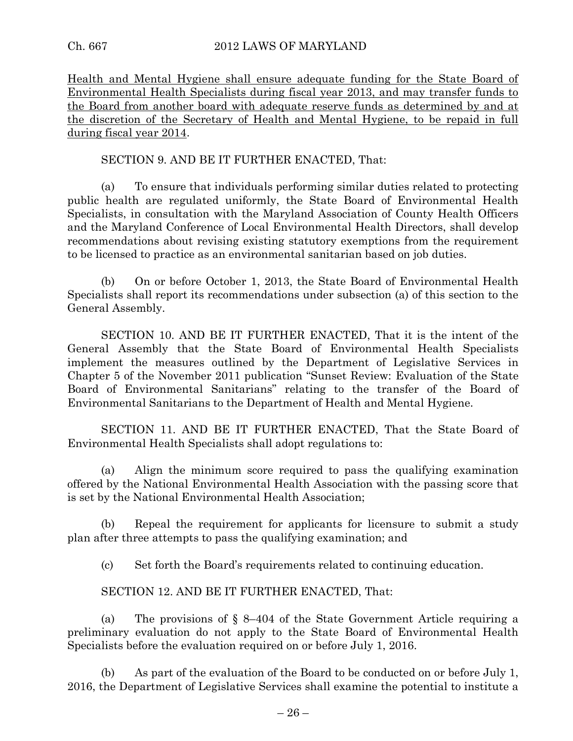Health and Mental Hygiene shall ensure adequate funding for the State Board of Environmental Health Specialists during fiscal year 2013, and may transfer funds to the Board from another board with adequate reserve funds as determined by and at the discretion of the Secretary of Health and Mental Hygiene, to be repaid in full during fiscal year 2014.

SECTION 9. AND BE IT FURTHER ENACTED, That:

(a) To ensure that individuals performing similar duties related to protecting public health are regulated uniformly, the State Board of Environmental Health Specialists, in consultation with the Maryland Association of County Health Officers and the Maryland Conference of Local Environmental Health Directors, shall develop recommendations about revising existing statutory exemptions from the requirement to be licensed to practice as an environmental sanitarian based on job duties.

(b) On or before October 1, 2013, the State Board of Environmental Health Specialists shall report its recommendations under subsection (a) of this section to the General Assembly.

SECTION 10. AND BE IT FURTHER ENACTED, That it is the intent of the General Assembly that the State Board of Environmental Health Specialists implement the measures outlined by the Department of Legislative Services in Chapter 5 of the November 2011 publication "Sunset Review: Evaluation of the State Board of Environmental Sanitarians" relating to the transfer of the Board of Environmental Sanitarians to the Department of Health and Mental Hygiene.

SECTION 11. AND BE IT FURTHER ENACTED, That the State Board of Environmental Health Specialists shall adopt regulations to:

(a) Align the minimum score required to pass the qualifying examination offered by the National Environmental Health Association with the passing score that is set by the National Environmental Health Association;

(b) Repeal the requirement for applicants for licensure to submit a study plan after three attempts to pass the qualifying examination; and

(c) Set forth the Board's requirements related to continuing education.

SECTION 12. AND BE IT FURTHER ENACTED, That:

(a) The provisions of § 8–404 of the State Government Article requiring a preliminary evaluation do not apply to the State Board of Environmental Health Specialists before the evaluation required on or before July 1, 2016.

(b) As part of the evaluation of the Board to be conducted on or before July 1, 2016, the Department of Legislative Services shall examine the potential to institute a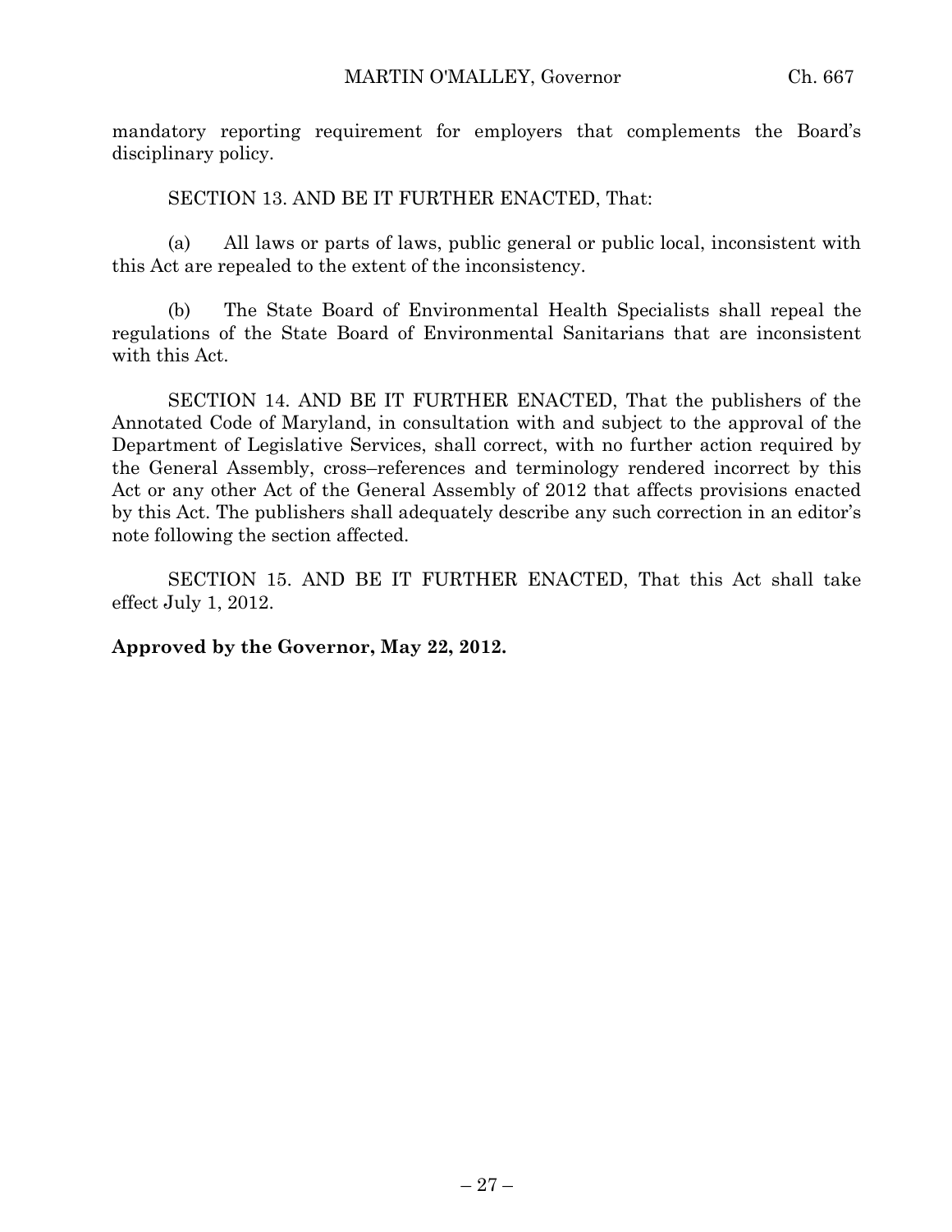mandatory reporting requirement for employers that complements the Board's disciplinary policy.

SECTION 13. AND BE IT FURTHER ENACTED, That:

(a) All laws or parts of laws, public general or public local, inconsistent with this Act are repealed to the extent of the inconsistency.

(b) The State Board of Environmental Health Specialists shall repeal the regulations of the State Board of Environmental Sanitarians that are inconsistent with this Act.

SECTION 14. AND BE IT FURTHER ENACTED, That the publishers of the Annotated Code of Maryland, in consultation with and subject to the approval of the Department of Legislative Services, shall correct, with no further action required by the General Assembly, cross–references and terminology rendered incorrect by this Act or any other Act of the General Assembly of 2012 that affects provisions enacted by this Act. The publishers shall adequately describe any such correction in an editor's note following the section affected.

SECTION 15. AND BE IT FURTHER ENACTED, That this Act shall take effect July 1, 2012.

**Approved by the Governor, May 22, 2012.**